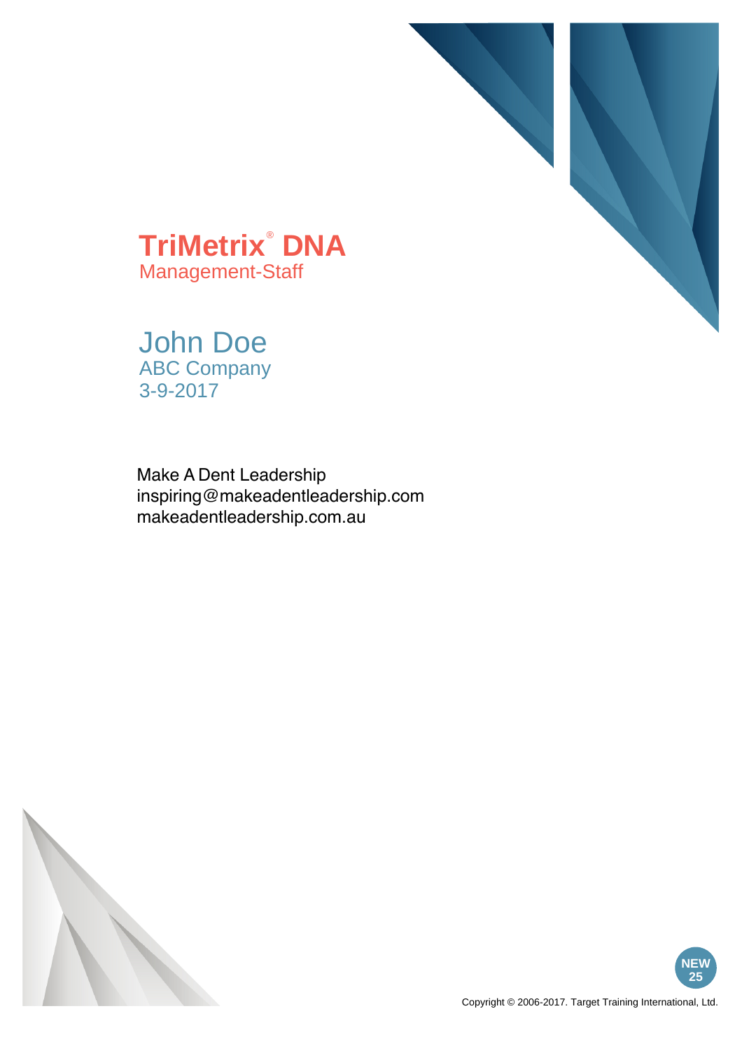# TriMetrix® DNA

Management-Staff

## John Doe

ABC Company

3-9-2017

Make A Dent Leadership
inspiring@makeadentleadership.com
makeadentleadership.com.au

NEW 25

Copyright © 2006-2017. Target Training International, Ltd.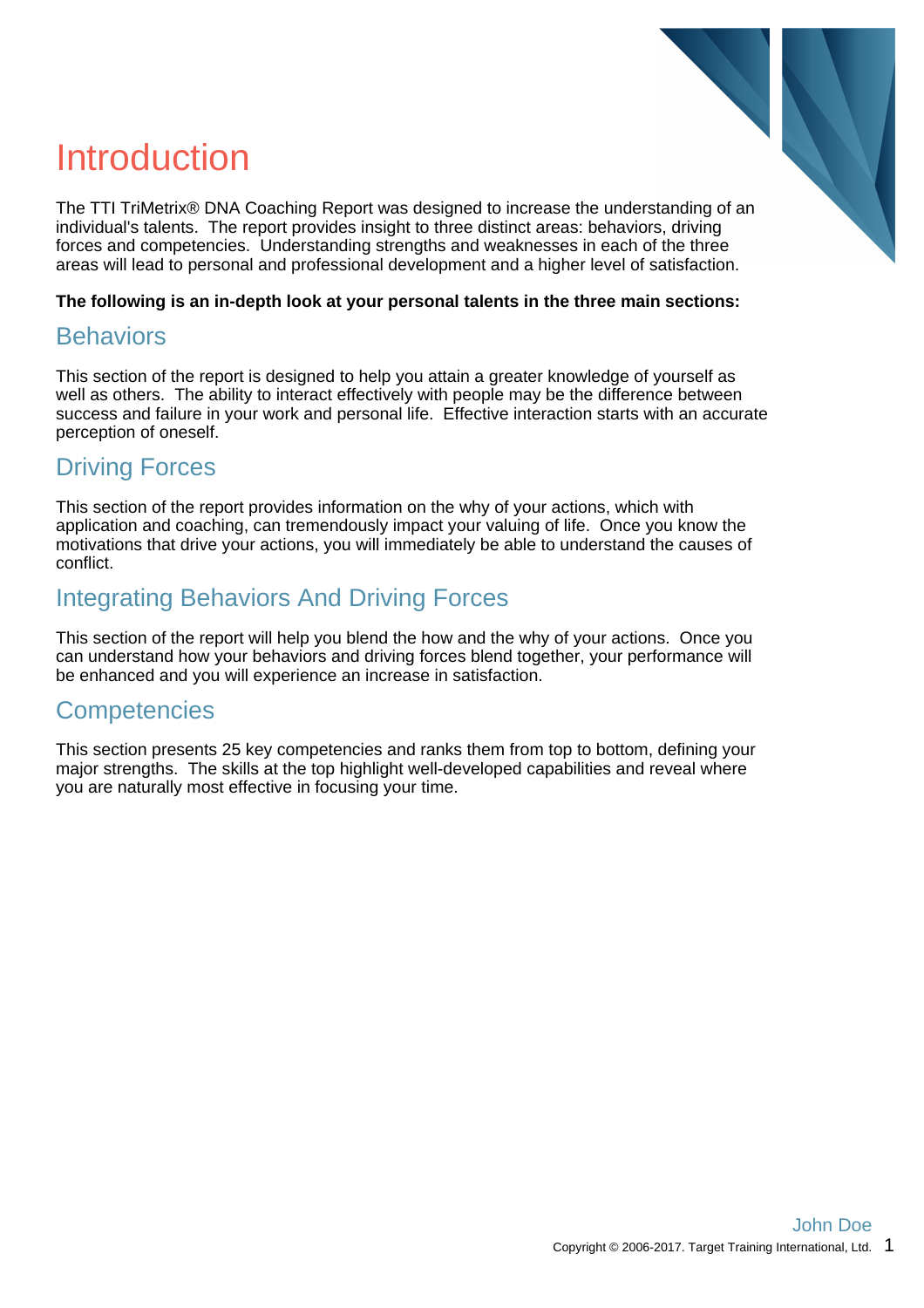# Introduction

The TTI TriMetrix® DNA Coaching Report was designed to increase the understanding of an individual's talents. The report provides insight to three distinct areas: behaviors, driving forces and competencies. Understanding strengths and weaknesses in each of the three areas will lead to personal and professional development and a higher level of satisfaction.

**The following is an in-depth look at your personal talents in the three main sections:**

## Behaviors

This section of the report is designed to help you attain a greater knowledge of yourself as well as others. The ability to interact effectively with people may be the difference between success and failure in your work and personal life. Effective interaction starts with an accurate perception of oneself.

## Driving Forces

This section of the report provides information on the why of your actions, which with application and coaching, can tremendously impact your valuing of life. Once you know the motivations that drive your actions, you will immediately be able to understand the causes of conflict.

## Integrating Behaviors And Driving Forces

This section of the report will help you blend the how and the why of your actions. Once you can understand how your behaviors and driving forces blend together, your performance will be enhanced and you will experience an increase in satisfaction.

## Competencies

This section presents 25 key competencies and ranks them from top to bottom, defining your major strengths. The skills at the top highlight well-developed capabilities and reveal where you are naturally most effective in focusing your time.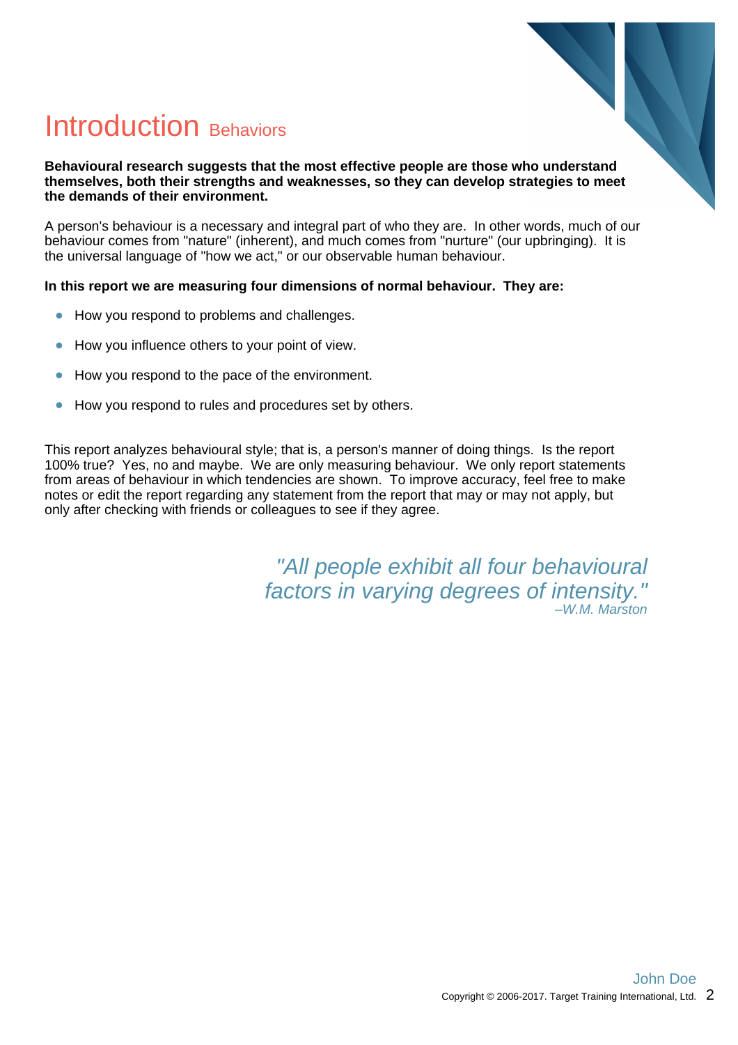# Introduction Behaviors

**Behavioural research suggests that the most effective people are those who understand themselves, both their strengths and weaknesses, so they can develop strategies to meet the demands of their environment.**

A person's behaviour is a necessary and integral part of who they are. In other words, much of our behaviour comes from "nature" (inherent), and much comes from "nurture" (our upbringing). It is the universal language of "how we act," or our observable human behaviour.

**In this report we are measuring four dimensions of normal behaviour. They are:**

- How you respond to problems and challenges.
- How you influence others to your point of view.
- How you respond to the pace of the environment.
- How you respond to rules and procedures set by others.

This report analyzes behavioural style; that is, a person's manner of doing things. Is the report 100% true? Yes, no and maybe. We are only measuring behaviour. We only report statements from areas of behaviour in which tendencies are shown. To improve accuracy, feel free to make notes or edit the report regarding any statement from the report that may or may not apply, but only after checking with friends or colleagues to see if they agree.

*"All people exhibit all four behavioural factors in varying degrees of intensity."*
*–W.M. Marston*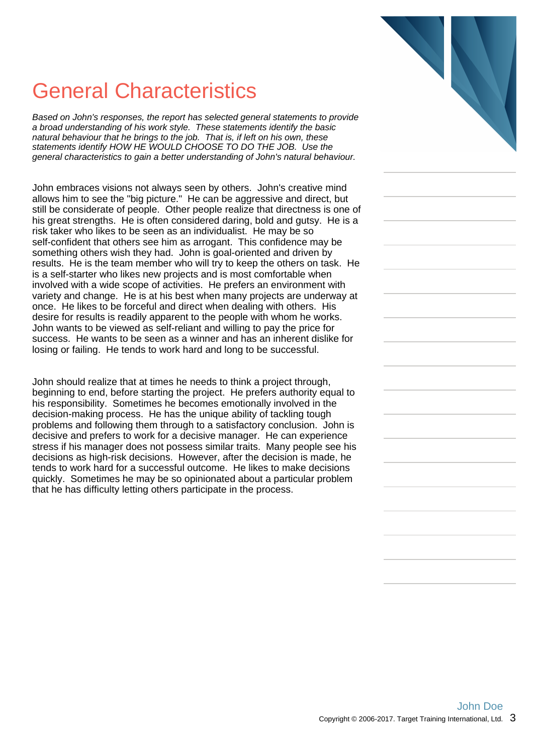# General Characteristics

*Based on John's responses, the report has selected general statements to provide a broad understanding of his work style. These statements identify the basic natural behaviour that he brings to the job. That is, if left on his own, these statements identify HOW HE WOULD CHOOSE TO DO THE JOB. Use the general characteristics to gain a better understanding of John's natural behaviour.*

John embraces visions not always seen by others. John's creative mind allows him to see the "big picture." He can be aggressive and direct, but still be considerate of people. Other people realize that directness is one of his great strengths. He is often considered daring, bold and gutsy. He is a risk taker who likes to be seen as an individualist. He may be so self-confident that others see him as arrogant. This confidence may be something others wish they had. John is goal-oriented and driven by results. He is the team member who will try to keep the others on task. He is a self-starter who likes new projects and is most comfortable when involved with a wide scope of activities. He prefers an environment with variety and change. He is at his best when many projects are underway at once. He likes to be forceful and direct when dealing with others. His desire for results is readily apparent to the people with whom he works. John wants to be viewed as self-reliant and willing to pay the price for success. He wants to be seen as a winner and has an inherent dislike for losing or failing. He tends to work hard and long to be successful.

John should realize that at times he needs to think a project through, beginning to end, before starting the project. He prefers authority equal to his responsibility. Sometimes he becomes emotionally involved in the decision-making process. He has the unique ability of tackling tough problems and following them through to a satisfactory conclusion. John is decisive and prefers to work for a decisive manager. He can experience stress if his manager does not possess similar traits. Many people see his decisions as high-risk decisions. However, after the decision is made, he tends to work hard for a successful outcome. He likes to make decisions quickly. Sometimes he may be so opinionated about a particular problem that he has difficulty letting others participate in the process.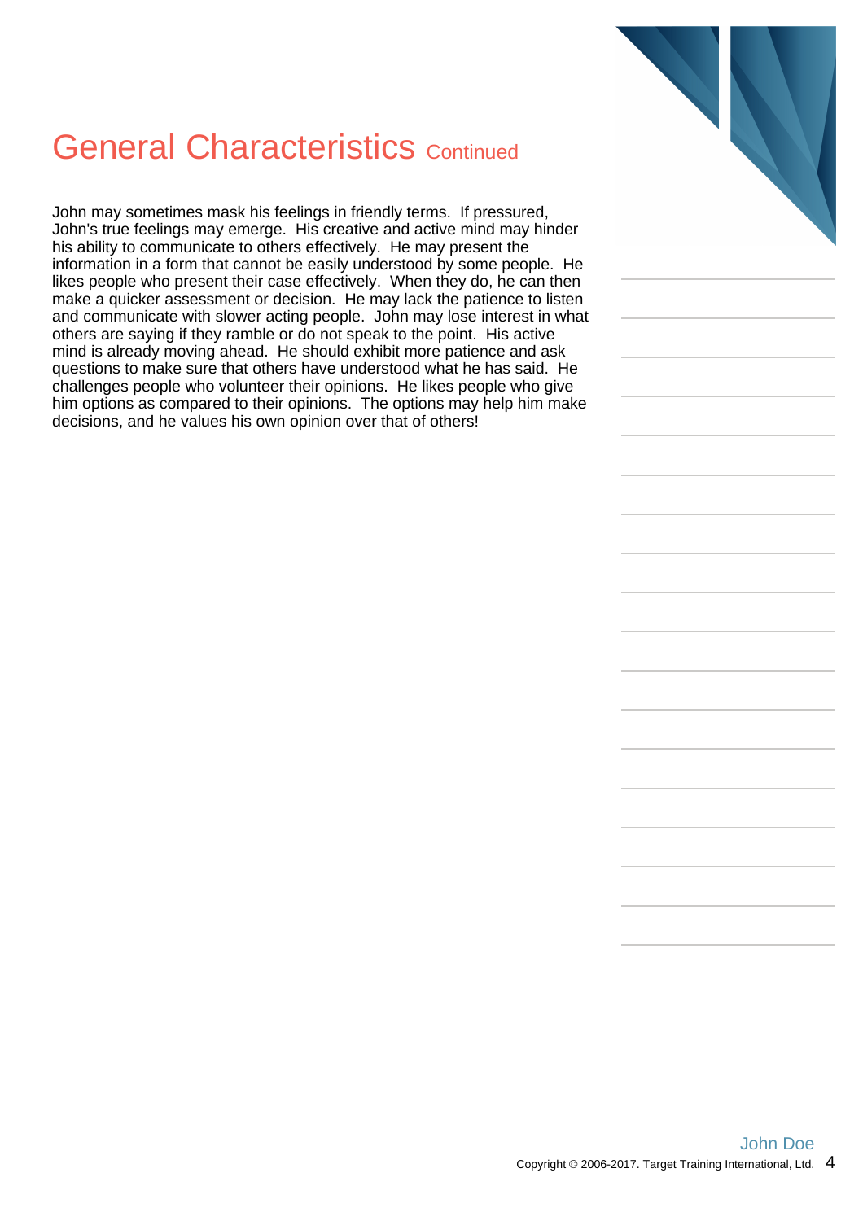# General Characteristics Continued

John may sometimes mask his feelings in friendly terms. If pressured, John's true feelings may emerge. His creative and active mind may hinder his ability to communicate to others effectively. He may present the information in a form that cannot be easily understood by some people. He likes people who present their case effectively. When they do, he can then make a quicker assessment or decision. He may lack the patience to listen and communicate with slower acting people. John may lose interest in what others are saying if they ramble or do not speak to the point. His active mind is already moving ahead. He should exhibit more patience and ask questions to make sure that others have understood what he has said. He challenges people who volunteer their opinions. He likes people who give him options as compared to their opinions. The options may help him make decisions, and he values his own opinion over that of others!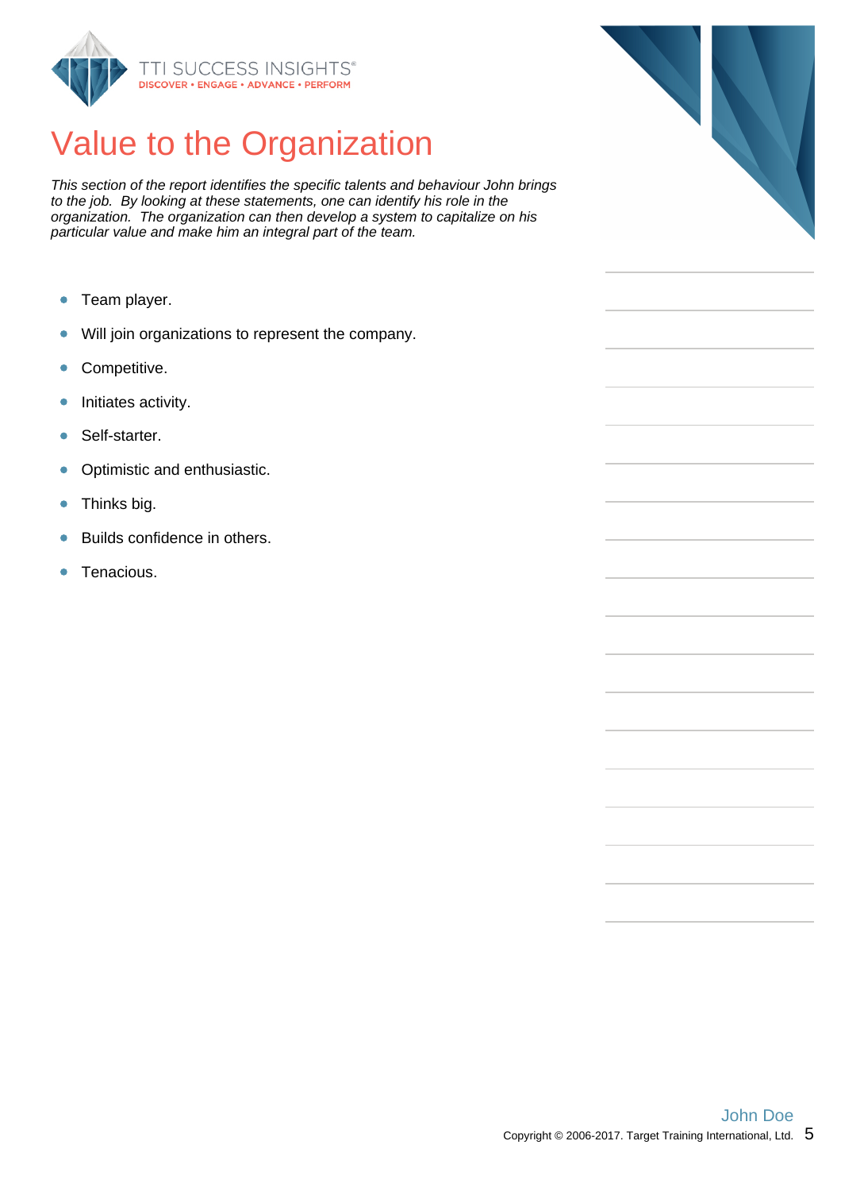# Value to the Organization

*This section of the report identifies the specific talents and behaviour John brings to the job. By looking at these statements, one can identify his role in the organization. The organization can then develop a system to capitalize on his particular value and make him an integral part of the team.*

- Team player.
- Will join organizations to represent the company.
- Competitive.
- Initiates activity.
- Self-starter.
- Optimistic and enthusiastic.
- Thinks big.
- Builds confidence in others.
- Tenacious.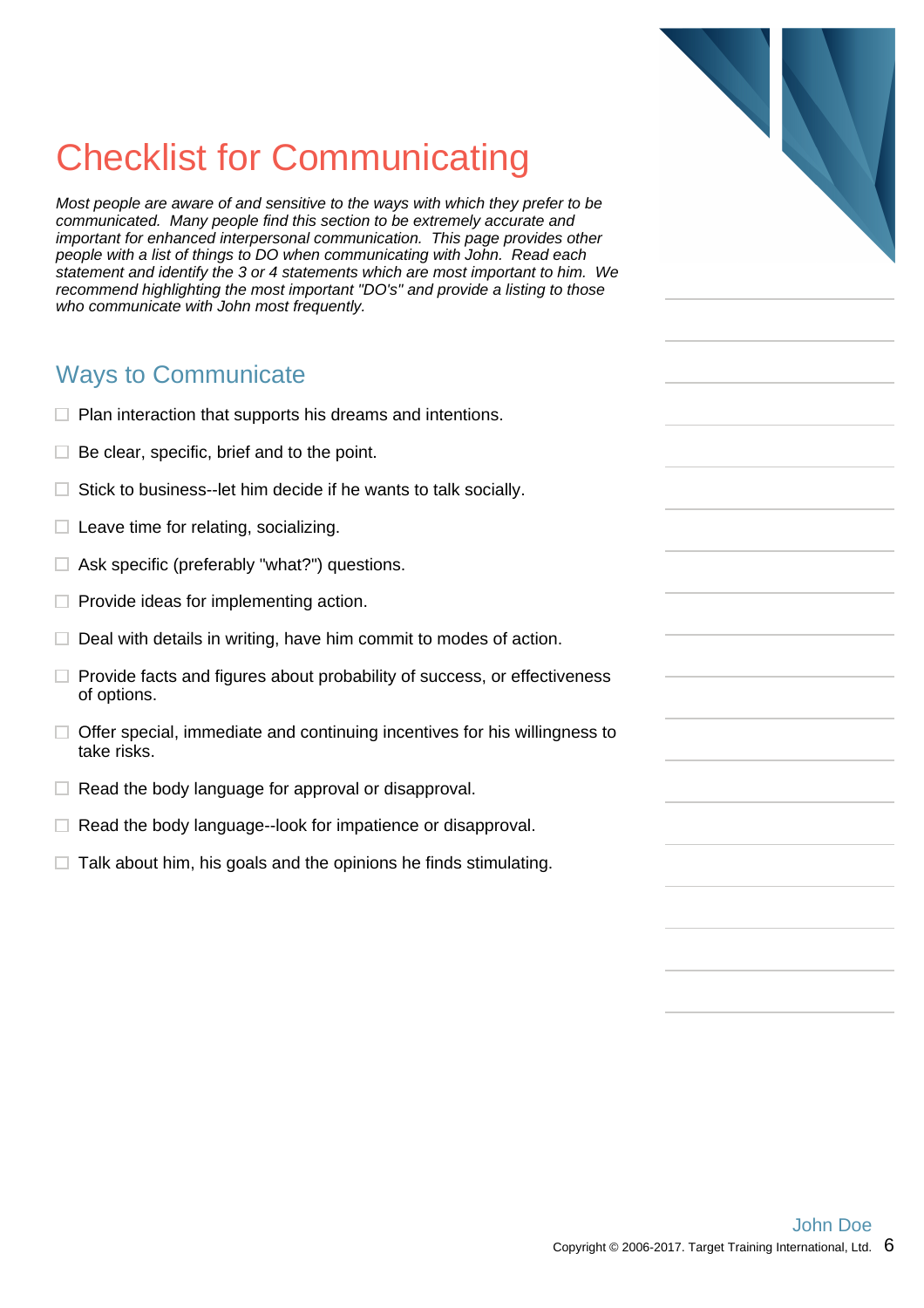# Checklist for Communicating

*Most people are aware of and sensitive to the ways with which they prefer to be communicated. Many people find this section to be extremely accurate and important for enhanced interpersonal communication. This page provides other people with a list of things to DO when communicating with John. Read each statement and identify the 3 or 4 statements which are most important to him. We recommend highlighting the most important "DO's" and provide a listing to those who communicate with John most frequently.*

## Ways to Communicate

- ☐ Plan interaction that supports his dreams and intentions.
- ☐ Be clear, specific, brief and to the point.
- ☐ Stick to business--let him decide if he wants to talk socially.
- ☐ Leave time for relating, socializing.
- ☐ Ask specific (preferably "what?") questions.
- ☐ Provide ideas for implementing action.
- ☐ Deal with details in writing, have him commit to modes of action.
- ☐ Provide facts and figures about probability of success, or effectiveness of options.
- ☐ Offer special, immediate and continuing incentives for his willingness to take risks.
- ☐ Read the body language for approval or disapproval.
- ☐ Read the body language--look for impatience or disapproval.
- ☐ Talk about him, his goals and the opinions he finds stimulating.

John Doe

Copyright © 2006-2017. Target Training International, Ltd.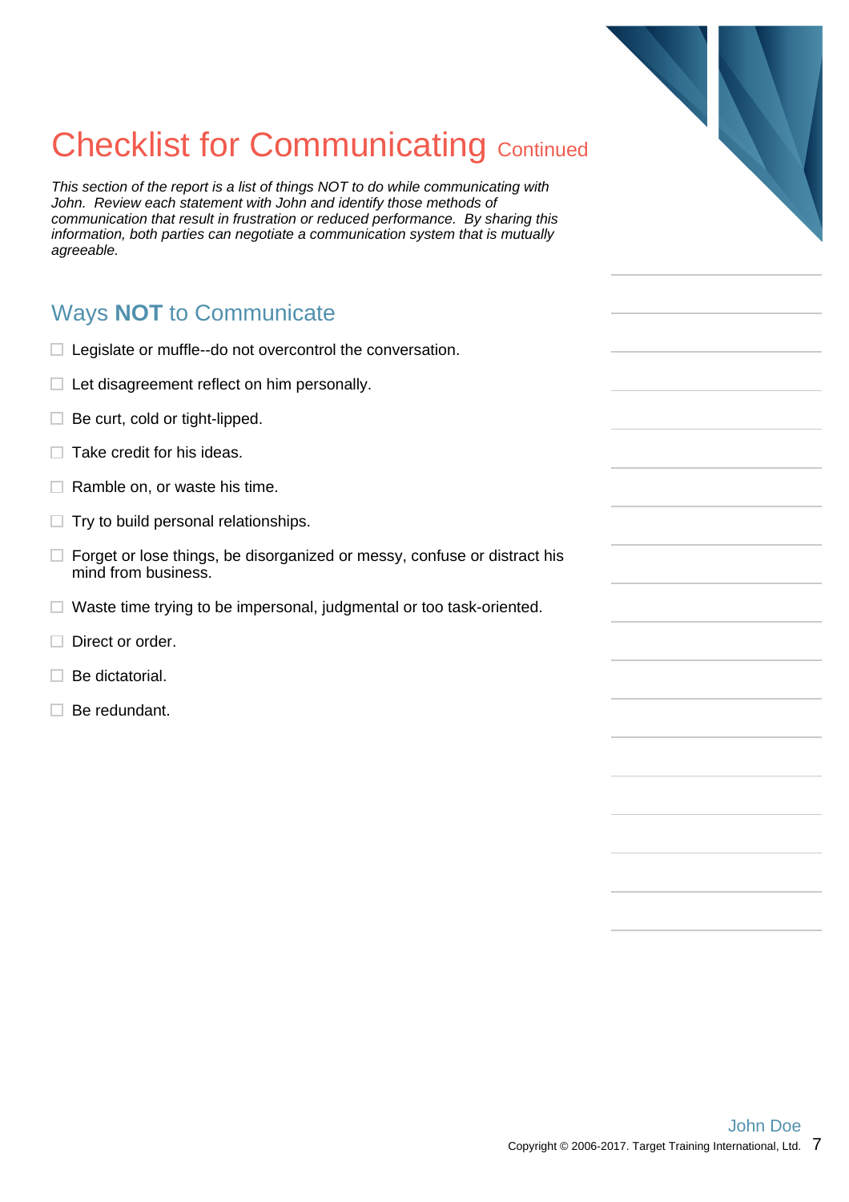# Checklist for Communicating Continued

*This section of the report is a list of things NOT to do while communicating with John. Review each statement with John and identify those methods of communication that result in frustration or reduced performance. By sharing this information, both parties can negotiate a communication system that is mutually agreeable.*

## Ways **NOT** to Communicate

- [ ] Legislate or muffle--do not overcontrol the conversation.
- [ ] Let disagreement reflect on him personally.
- [ ] Be curt, cold or tight-lipped.
- [ ] Take credit for his ideas.
- [ ] Ramble on, or waste his time.
- [ ] Try to build personal relationships.
- [ ] Forget or lose things, be disorganized or messy, confuse or distract his mind from business.
- [ ] Waste time trying to be impersonal, judgmental or too task-oriented.
- [ ] Direct or order.
- [ ] Be dictatorial.
- [ ] Be redundant.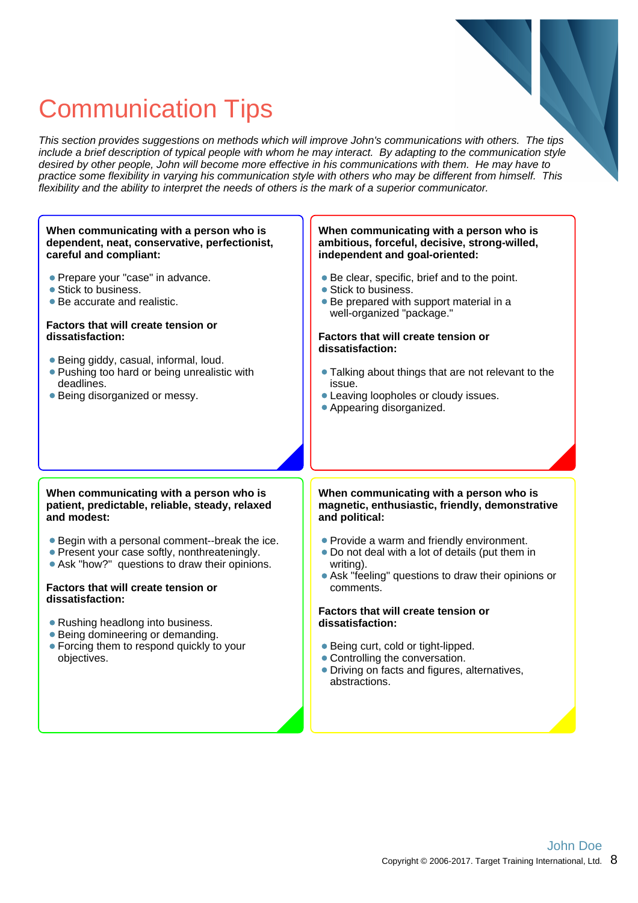# Communication Tips

*This section provides suggestions on methods which will improve John's communications with others. The tips include a brief description of typical people with whom he may interact. By adapting to the communication style desired by other people, John will become more effective in his communications with them. He may have to practice some flexibility in varying his communication style with others who may be different from himself. This flexibility and the ability to interpret the needs of others is the mark of a superior communicator.*

**When communicating with a person who is dependent, neat, conservative, perfectionist, careful and compliant:**

- Prepare your "case" in advance.
- Stick to business.
- Be accurate and realistic.

**Factors that will create tension or dissatisfaction:**

- Being giddy, casual, informal, loud.
- Pushing too hard or being unrealistic with deadlines.
- Being disorganized or messy.

**When communicating with a person who is ambitious, forceful, decisive, strong-willed, independent and goal-oriented:**

- Be clear, specific, brief and to the point.
- Stick to business.
- Be prepared with support material in a well-organized "package."

**Factors that will create tension or dissatisfaction:**

- Talking about things that are not relevant to the issue.
- Leaving loopholes or cloudy issues.
- Appearing disorganized.

**When communicating with a person who is patient, predictable, reliable, steady, relaxed and modest:**

- Begin with a personal comment--break the ice.
- Present your case softly, nonthreateningly.
- Ask "how?" questions to draw their opinions.

**Factors that will create tension or dissatisfaction:**

- Rushing headlong into business.
- Being domineering or demanding.
- Forcing them to respond quickly to your objectives.

**When communicating with a person who is magnetic, enthusiastic, friendly, demonstrative and political:**

- Provide a warm and friendly environment.
- Do not deal with a lot of details (put them in writing).
- Ask "feeling" questions to draw their opinions or comments.

**Factors that will create tension or dissatisfaction:**

- Being curt, cold or tight-lipped.
- Controlling the conversation.
- Driving on facts and figures, alternatives, abstractions.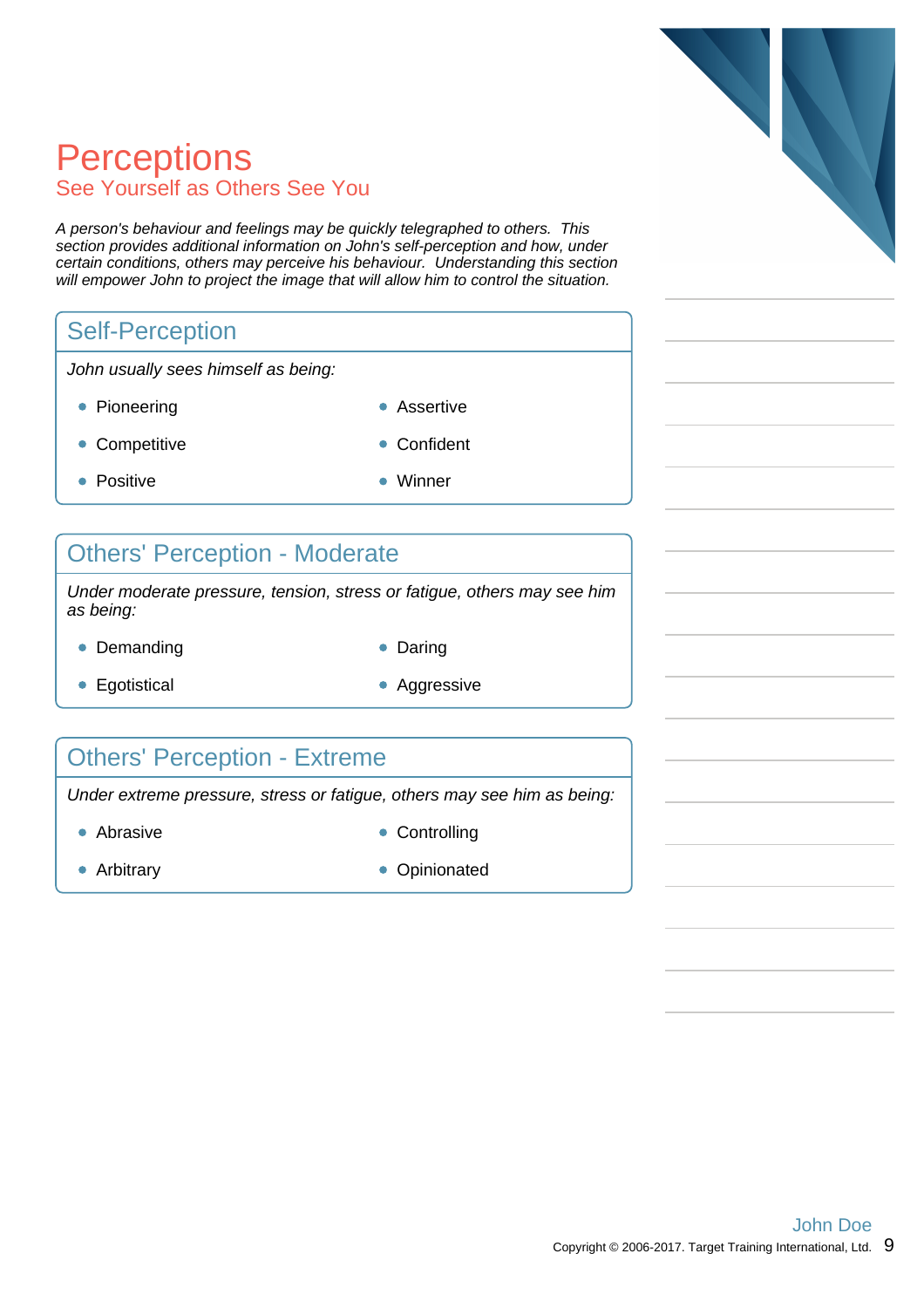# Perceptions

## See Yourself as Others See You

*A person's behaviour and feelings may be quickly telegraphed to others. This section provides additional information on John's self-perception and how, under certain conditions, others may perceive his behaviour. Understanding this section will empower John to project the image that will allow him to control the situation.*

### Self-Perception

*John usually sees himself as being:*

- Pioneering
- Assertive
- Competitive
- Confident
- Positive
- Winner

### Others' Perception - Moderate

*Under moderate pressure, tension, stress or fatigue, others may see him as being:*

- Demanding
- Daring
- Egotistical
- Aggressive

### Others' Perception - Extreme

*Under extreme pressure, stress or fatigue, others may see him as being:*

- Abrasive
- Controlling
- Arbitrary
- Opinionated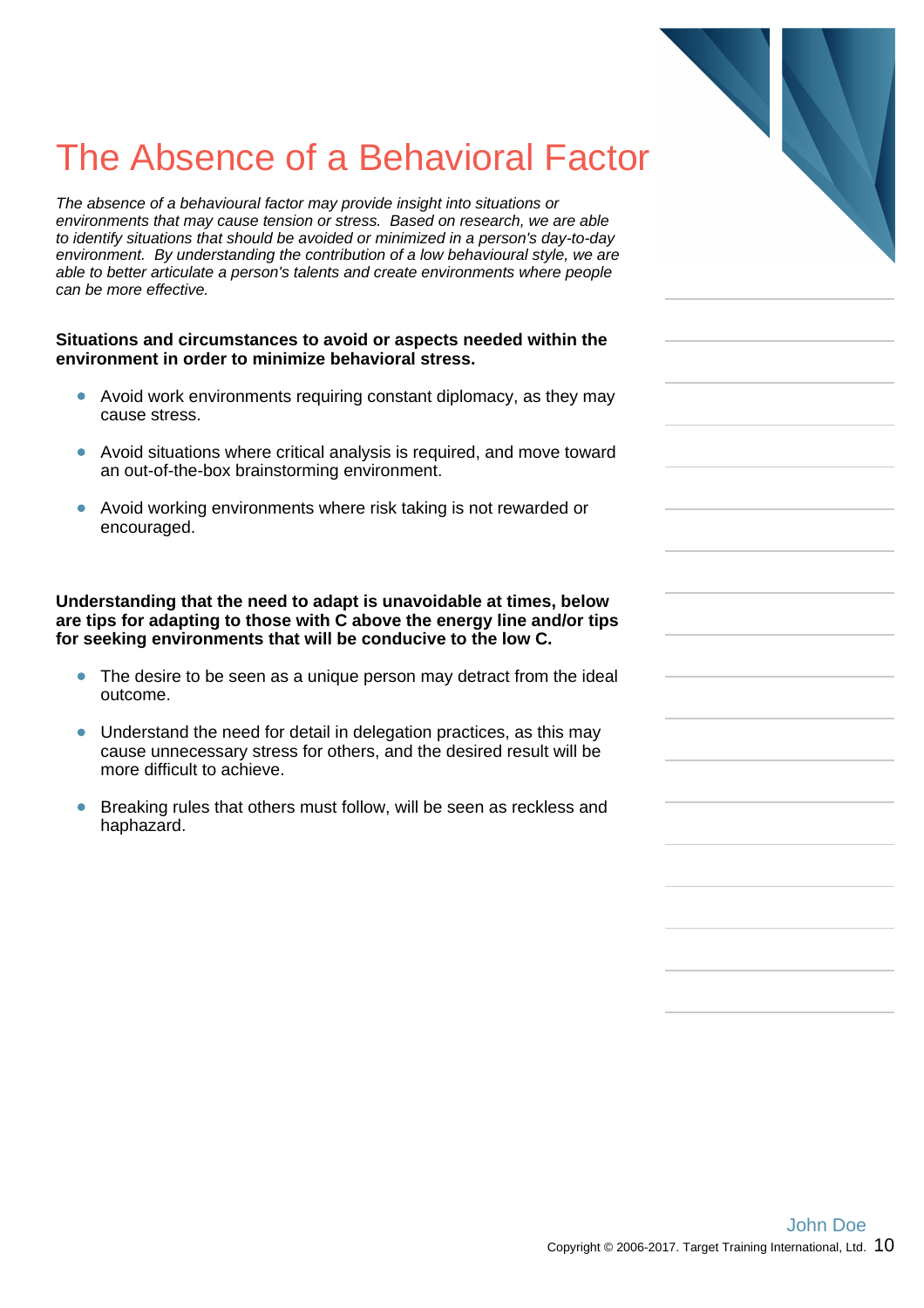# The Absence of a Behavioral Factor

*The absence of a behavioural factor may provide insight into situations or environments that may cause tension or stress. Based on research, we are able to identify situations that should be avoided or minimized in a person's day-to-day environment. By understanding the contribution of a low behavioural style, we are able to better articulate a person's talents and create environments where people can be more effective.*

**Situations and circumstances to avoid or aspects needed within the environment in order to minimize behavioral stress.**

- Avoid work environments requiring constant diplomacy, as they may cause stress.
- Avoid situations where critical analysis is required, and move toward an out-of-the-box brainstorming environment.
- Avoid working environments where risk taking is not rewarded or encouraged.

**Understanding that the need to adapt is unavoidable at times, below are tips for adapting to those with C above the energy line and/or tips for seeking environments that will be conducive to the low C.**

- The desire to be seen as a unique person may detract from the ideal outcome.
- Understand the need for detail in delegation practices, as this may cause unnecessary stress for others, and the desired result will be more difficult to achieve.
- Breaking rules that others must follow, will be seen as reckless and haphazard.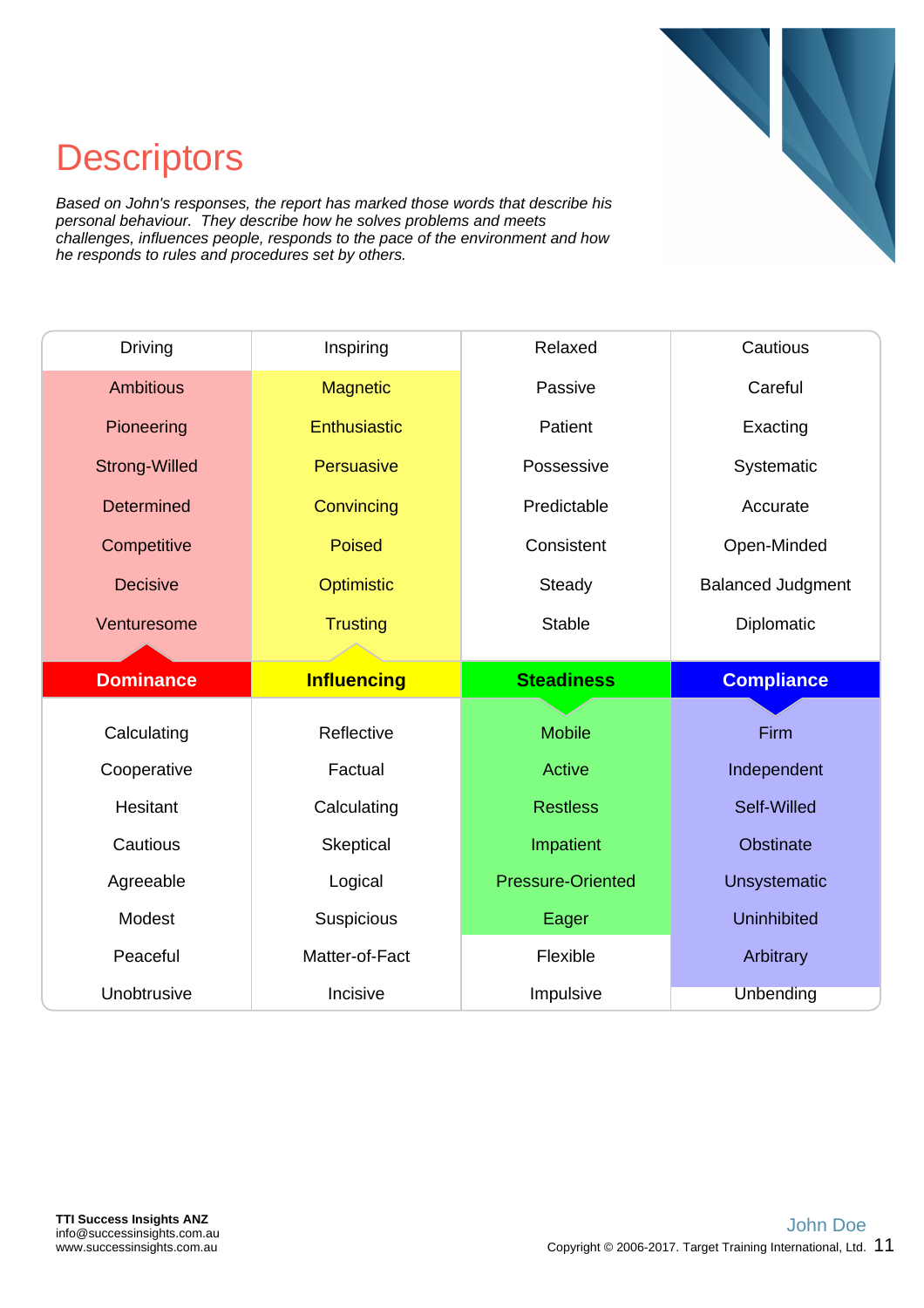# Descriptors

*Based on John's responses, the report has marked those words that describe his personal behaviour. They describe how he solves problems and meets challenges, influences people, responds to the pace of the environment and how he responds to rules and procedures set by others.*

| Driving | Inspiring | Relaxed | Cautious |
|---|---|---|---|
| Ambitious | Magnetic | Passive | Careful |
| Pioneering | Enthusiastic | Patient | Exacting |
| Strong-Willed | Persuasive | Possessive | Systematic |
| Determined | Convincing | Predictable | Accurate |
| Competitive | Poised | Consistent | Open-Minded |
| Decisive | Optimistic | Steady | Balanced Judgment |
| Venturesome | Trusting | Stable | Diplomatic |
| **Dominance** | **Influencing** | **Steadiness** | **Compliance** |
| Calculating | Reflective | Mobile | Firm |
| Cooperative | Factual | Active | Independent |
| Hesitant | Calculating | Restless | Self-Willed |
| Cautious | Skeptical | Impatient | Obstinate |
| Agreeable | Logical | Pressure-Oriented | Unsystematic |
| Modest | Suspicious | Eager | Uninhibited |
| Peaceful | Matter-of-Fact | Flexible | Arbitrary |
| Unobtrusive | Incisive | Impulsive | Unbending |

**TTI Success Insights ANZ**
info@successinsights.com.au
www.successinsights.com.au

John Doe

Copyright © 2006-2017. Target Training International, Ltd.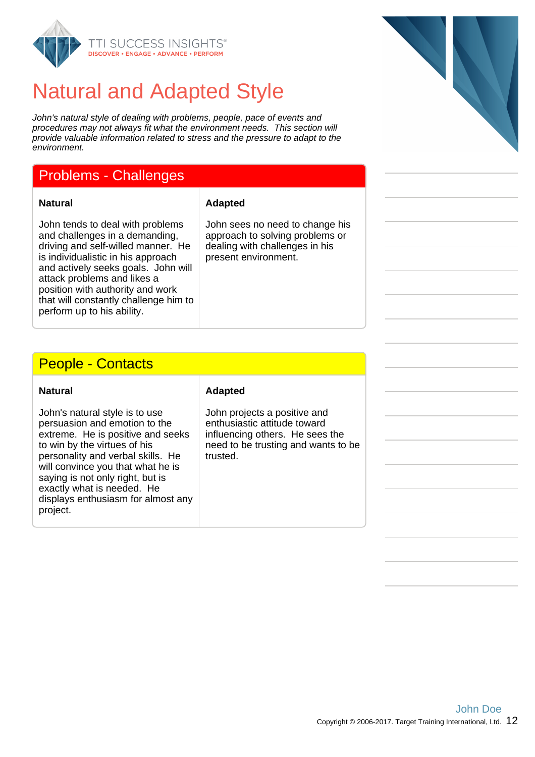# Natural and Adapted Style

*John's natural style of dealing with problems, people, pace of events and procedures may not always fit what the environment needs. This section will provide valuable information related to stress and the pressure to adapt to the environment.*

## Problems - Challenges

| Natural | Adapted |
| --- | --- |
| John tends to deal with problems and challenges in a demanding, driving and self-willed manner. He is individualistic in his approach and actively seeks goals. John will attack problems and likes a position with authority and work that will constantly challenge him to perform up to his ability. | John sees no need to change his approach to solving problems or dealing with challenges in his present environment. |

## People - Contacts

| Natural | Adapted |
| --- | --- |
| John's natural style is to use persuasion and emotion to the extreme. He is positive and seeks to win by the virtues of his personality and verbal skills. He will convince you that what he is saying is not only right, but is exactly what is needed. He displays enthusiasm for almost any project. | John projects a positive and enthusiastic attitude toward influencing others. He sees the need to be trusting and wants to be trusted. |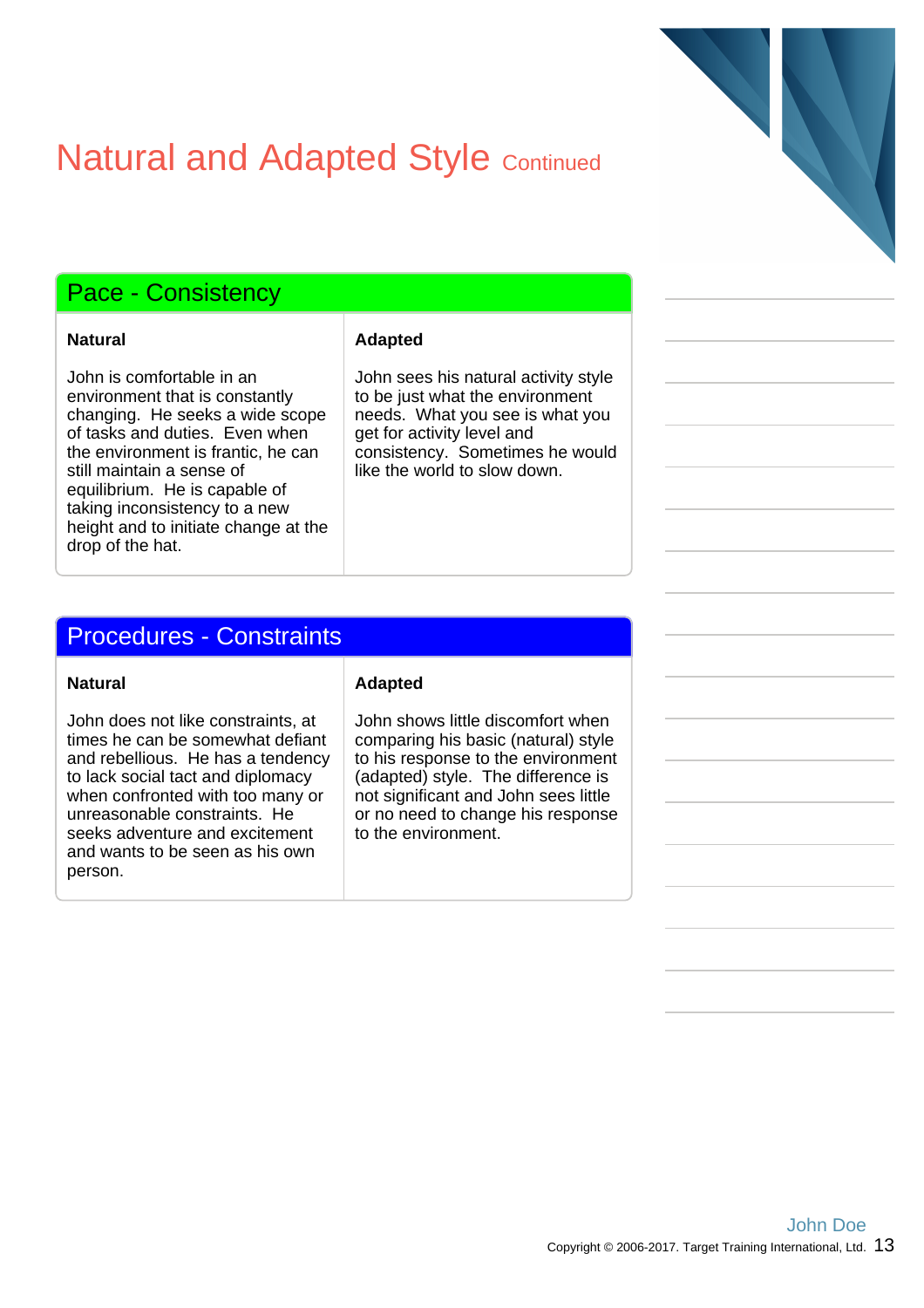# Natural and Adapted Style Continued

## Pace - Consistency

| Natural | Adapted |
| --- | --- |
| John is comfortable in an environment that is constantly changing. He seeks a wide scope of tasks and duties. Even when the environment is frantic, he can still maintain a sense of equilibrium. He is capable of taking inconsistency to a new height and to initiate change at the drop of the hat. | John sees his natural activity style to be just what the environment needs. What you see is what you get for activity level and consistency. Sometimes he would like the world to slow down. |

## Procedures - Constraints

| Natural | Adapted |
| --- | --- |
| John does not like constraints, at times he can be somewhat defiant and rebellious. He has a tendency to lack social tact and diplomacy when confronted with too many or unreasonable constraints. He seeks adventure and excitement and wants to be seen as his own person. | John shows little discomfort when comparing his basic (natural) style to his response to the environment (adapted) style. The difference is not significant and John sees little or no need to change his response to the environment. |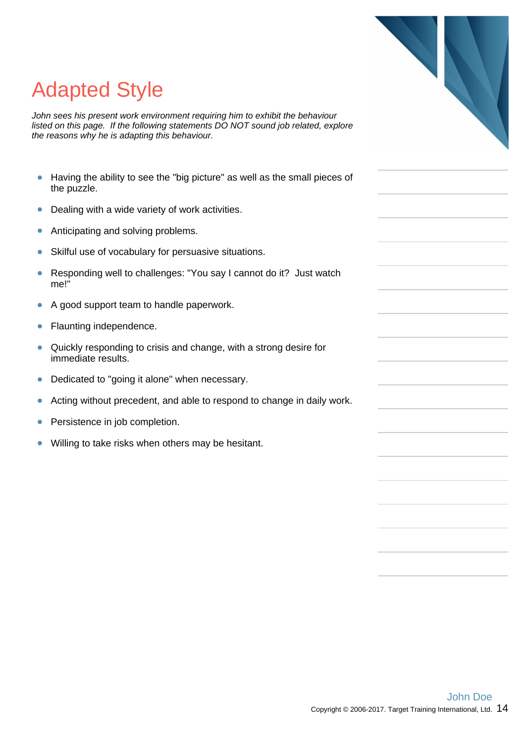# Adapted Style

*John sees his present work environment requiring him to exhibit the behaviour listed on this page. If the following statements DO NOT sound job related, explore the reasons why he is adapting this behaviour.*

- Having the ability to see the "big picture" as well as the small pieces of the puzzle.
- Dealing with a wide variety of work activities.
- Anticipating and solving problems.
- Skilful use of vocabulary for persuasive situations.
- Responding well to challenges: "You say I cannot do it? Just watch me!"
- A good support team to handle paperwork.
- Flaunting independence.
- Quickly responding to crisis and change, with a strong desire for immediate results.
- Dedicated to "going it alone" when necessary.
- Acting without precedent, and able to respond to change in daily work.
- Persistence in job completion.
- Willing to take risks when others may be hesitant.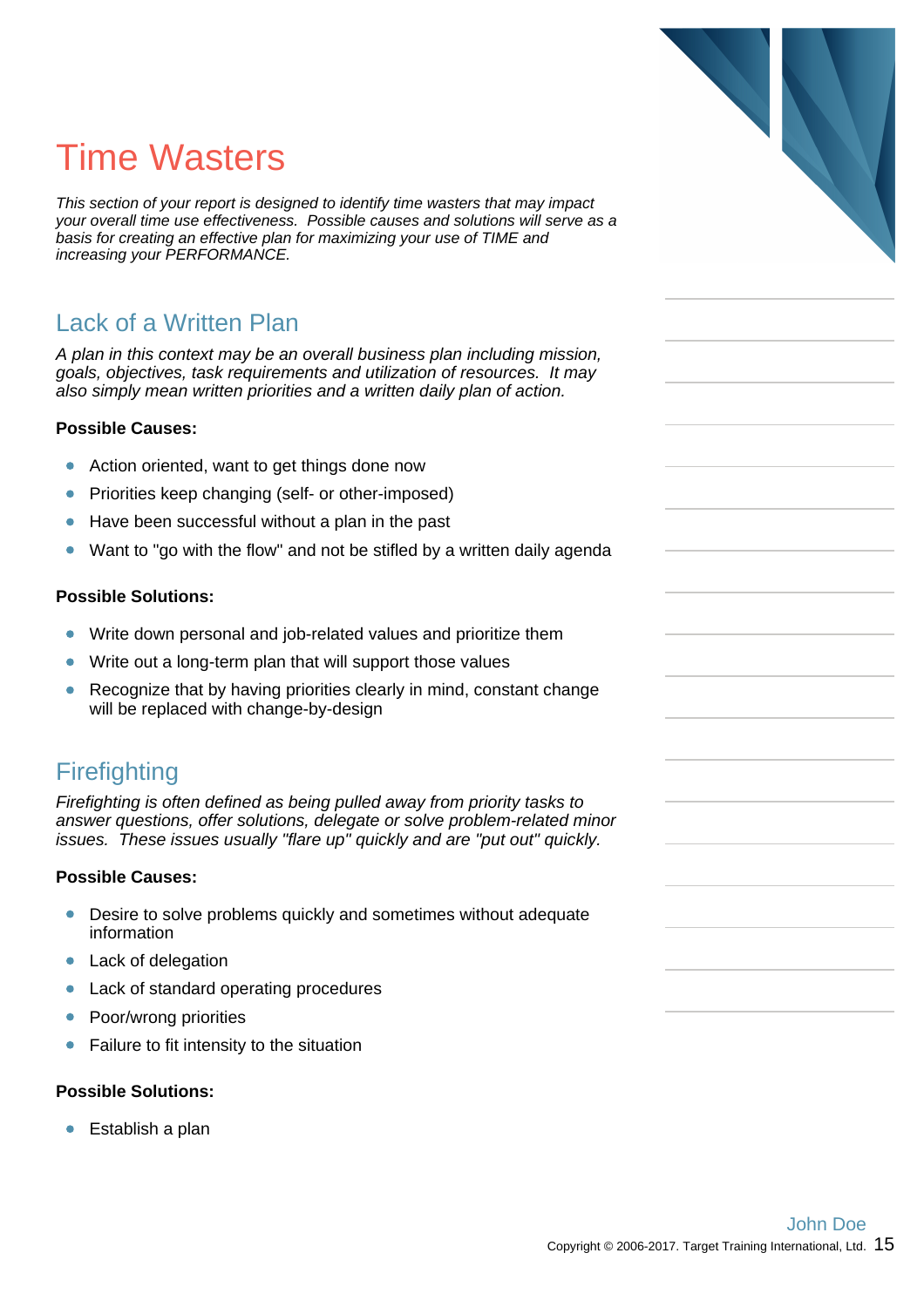# Time Wasters

*This section of your report is designed to identify time wasters that may impact your overall time use effectiveness. Possible causes and solutions will serve as a basis for creating an effective plan for maximizing your use of TIME and increasing your PERFORMANCE.*

## Lack of a Written Plan

*A plan in this context may be an overall business plan including mission, goals, objectives, task requirements and utilization of resources. It may also simply mean written priorities and a written daily plan of action.*

**Possible Causes:**

- Action oriented, want to get things done now
- Priorities keep changing (self- or other-imposed)
- Have been successful without a plan in the past
- Want to "go with the flow" and not be stifled by a written daily agenda

**Possible Solutions:**

- Write down personal and job-related values and prioritize them
- Write out a long-term plan that will support those values
- Recognize that by having priorities clearly in mind, constant change will be replaced with change-by-design

## Firefighting

*Firefighting is often defined as being pulled away from priority tasks to answer questions, offer solutions, delegate or solve problem-related minor issues. These issues usually "flare up" quickly and are "put out" quickly.*

**Possible Causes:**

- Desire to solve problems quickly and sometimes without adequate information
- Lack of delegation
- Lack of standard operating procedures
- Poor/wrong priorities
- Failure to fit intensity to the situation

**Possible Solutions:**

- Establish a plan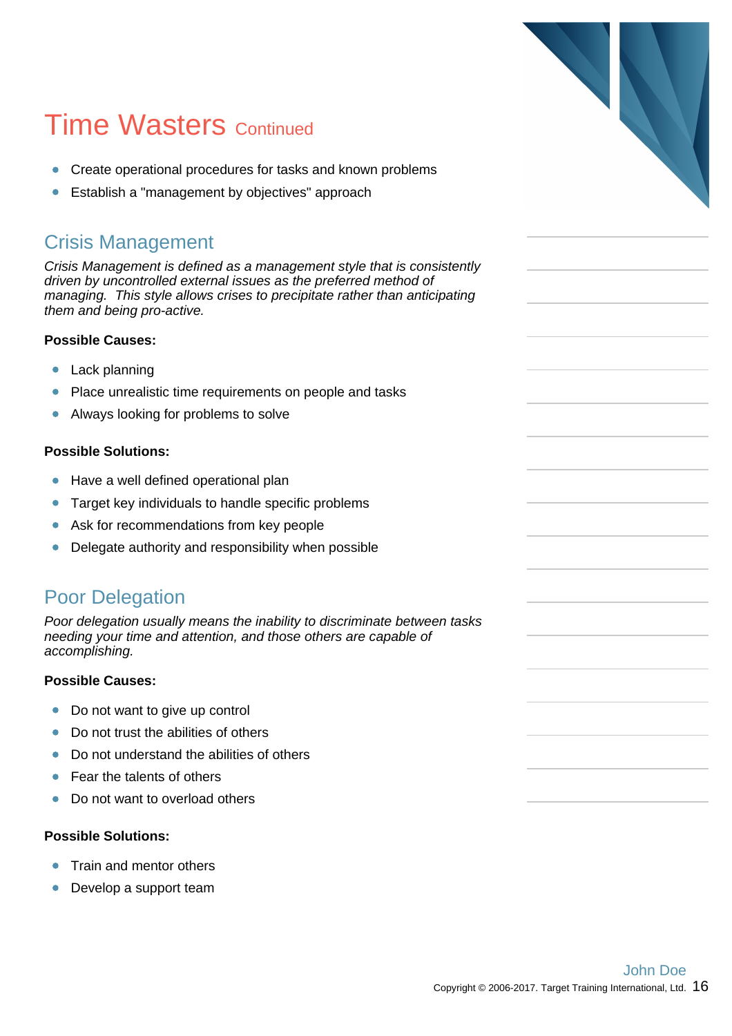# Time Wasters Continued

- Create operational procedures for tasks and known problems
- Establish a "management by objectives" approach

## Crisis Management

*Crisis Management is defined as a management style that is consistently driven by uncontrolled external issues as the preferred method of managing. This style allows crises to precipitate rather than anticipating them and being pro-active.*

**Possible Causes:**

- Lack planning
- Place unrealistic time requirements on people and tasks
- Always looking for problems to solve

**Possible Solutions:**

- Have a well defined operational plan
- Target key individuals to handle specific problems
- Ask for recommendations from key people
- Delegate authority and responsibility when possible

## Poor Delegation

*Poor delegation usually means the inability to discriminate between tasks needing your time and attention, and those others are capable of accomplishing.*

**Possible Causes:**

- Do not want to give up control
- Do not trust the abilities of others
- Do not understand the abilities of others
- Fear the talents of others
- Do not want to overload others

**Possible Solutions:**

- Train and mentor others
- Develop a support team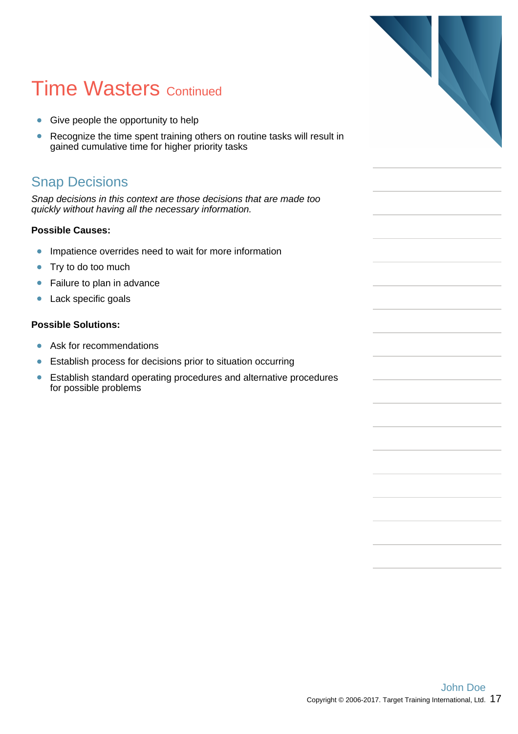# Time Wasters Continued

- Give people the opportunity to help
- Recognize the time spent training others on routine tasks will result in gained cumulative time for higher priority tasks

## Snap Decisions

*Snap decisions in this context are those decisions that are made too quickly without having all the necessary information.*

**Possible Causes:**

- Impatience overrides need to wait for more information
- Try to do too much
- Failure to plan in advance
- Lack specific goals

**Possible Solutions:**

- Ask for recommendations
- Establish process for decisions prior to situation occurring
- Establish standard operating procedures and alternative procedures for possible problems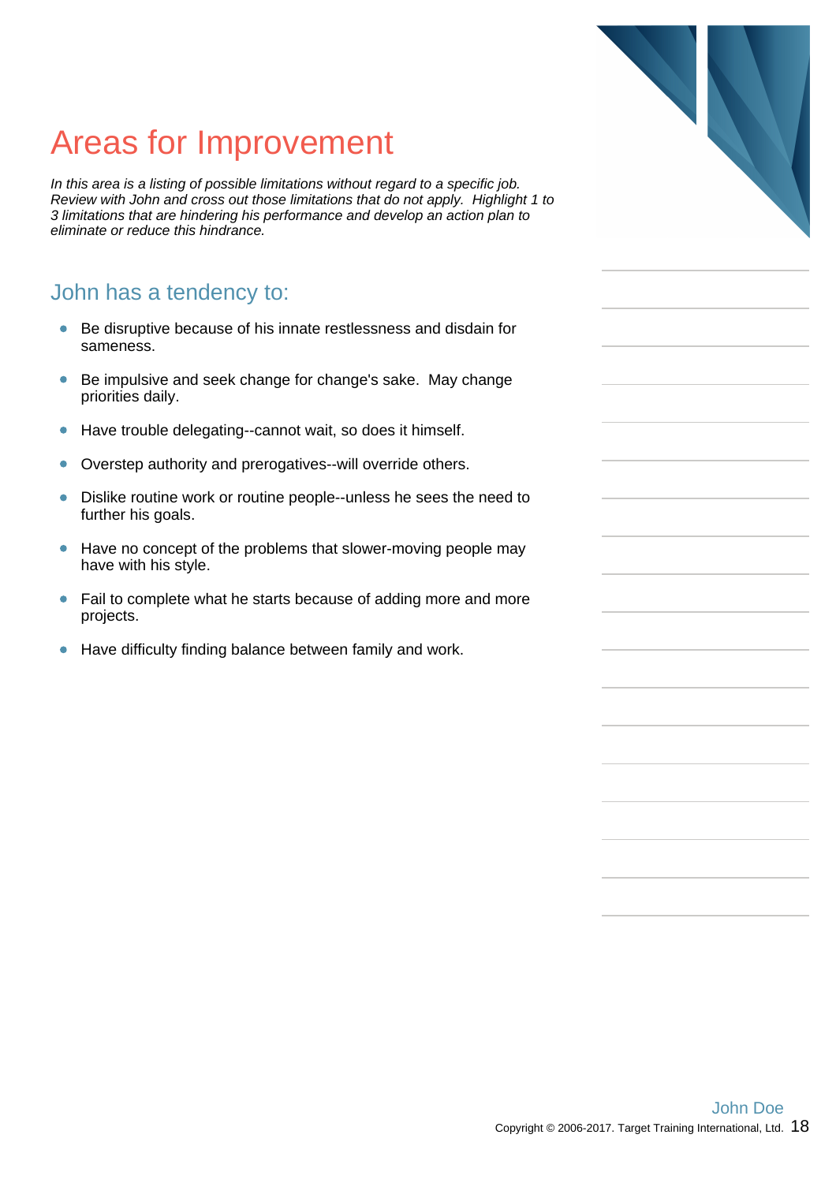# Areas for Improvement

*In this area is a listing of possible limitations without regard to a specific job. Review with John and cross out those limitations that do not apply. Highlight 1 to 3 limitations that are hindering his performance and develop an action plan to eliminate or reduce this hindrance.*

## John has a tendency to:

- Be disruptive because of his innate restlessness and disdain for sameness.
- Be impulsive and seek change for change's sake. May change priorities daily.
- Have trouble delegating--cannot wait, so does it himself.
- Overstep authority and prerogatives--will override others.
- Dislike routine work or routine people--unless he sees the need to further his goals.
- Have no concept of the problems that slower-moving people may have with his style.
- Fail to complete what he starts because of adding more and more projects.
- Have difficulty finding balance between family and work.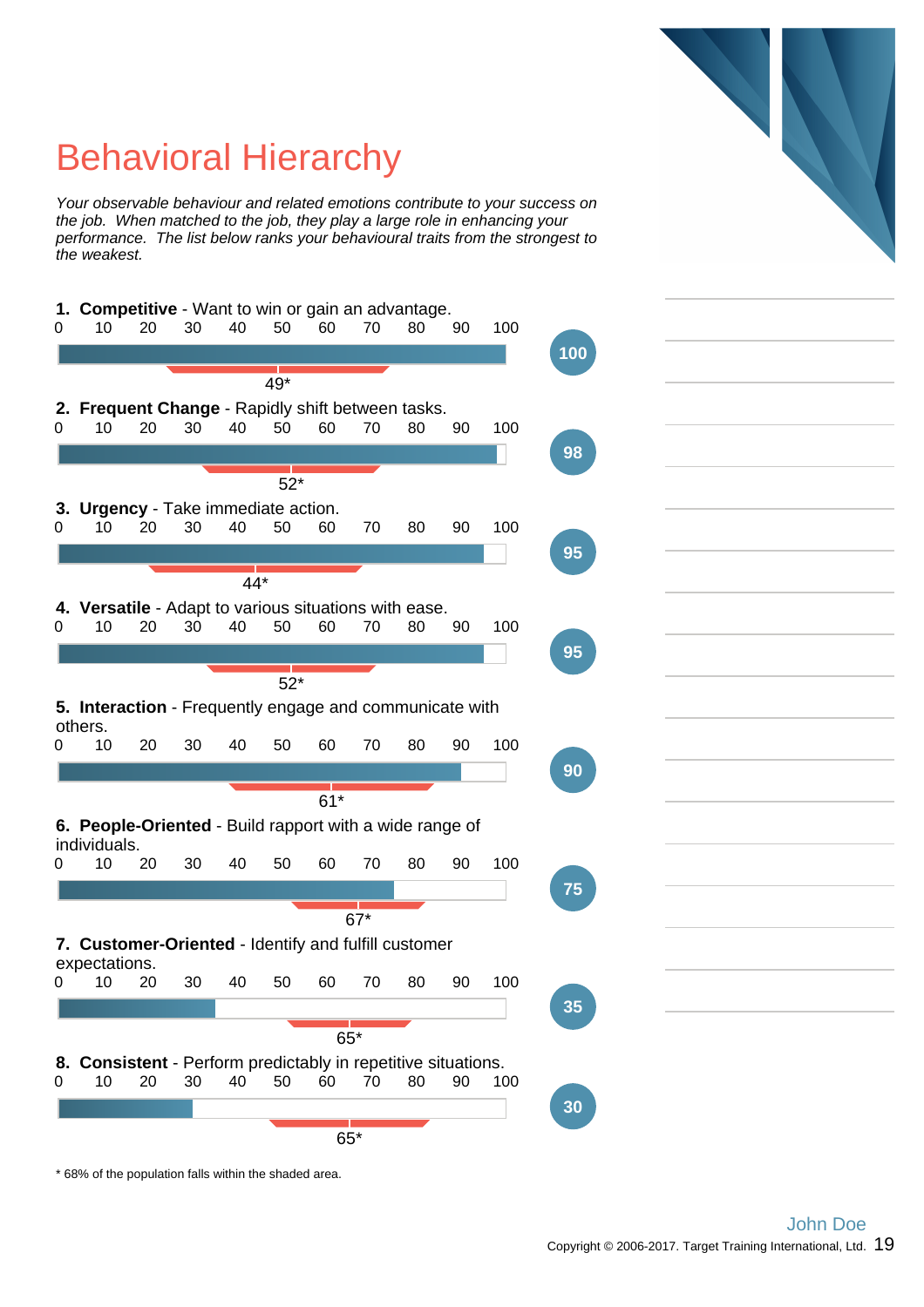# Behavioral Hierarchy

*Your observable behaviour and related emotions contribute to your success on the job. When matched to the job, they play a large role in enhancing your performance. The list below ranks your behavioural traits from the strongest to the weakest.*

**1. Competitive** - Want to win or gain an advantage.

Score: 100 — Population mean: 49*

**2. Frequent Change** - Rapidly shift between tasks.

Score: 98 — Population mean: 52*

**3. Urgency** - Take immediate action.

Score: 95 — Population mean: 44*

**4. Versatile** - Adapt to various situations with ease.

Score: 95 — Population mean: 52*

**5. Interaction** - Frequently engage and communicate with others.

Score: 90 — Population mean: 61*

**6. People-Oriented** - Build rapport with a wide range of individuals.

Score: 75 — Population mean: 67*

**7. Customer-Oriented** - Identify and fulfill customer expectations.

Score: 35 — Population mean: 65*

**8. Consistent** - Perform predictably in repetitive situations.

Score: 30 — Population mean: 65*

\* 68% of the population falls within the shaded area.

John Doe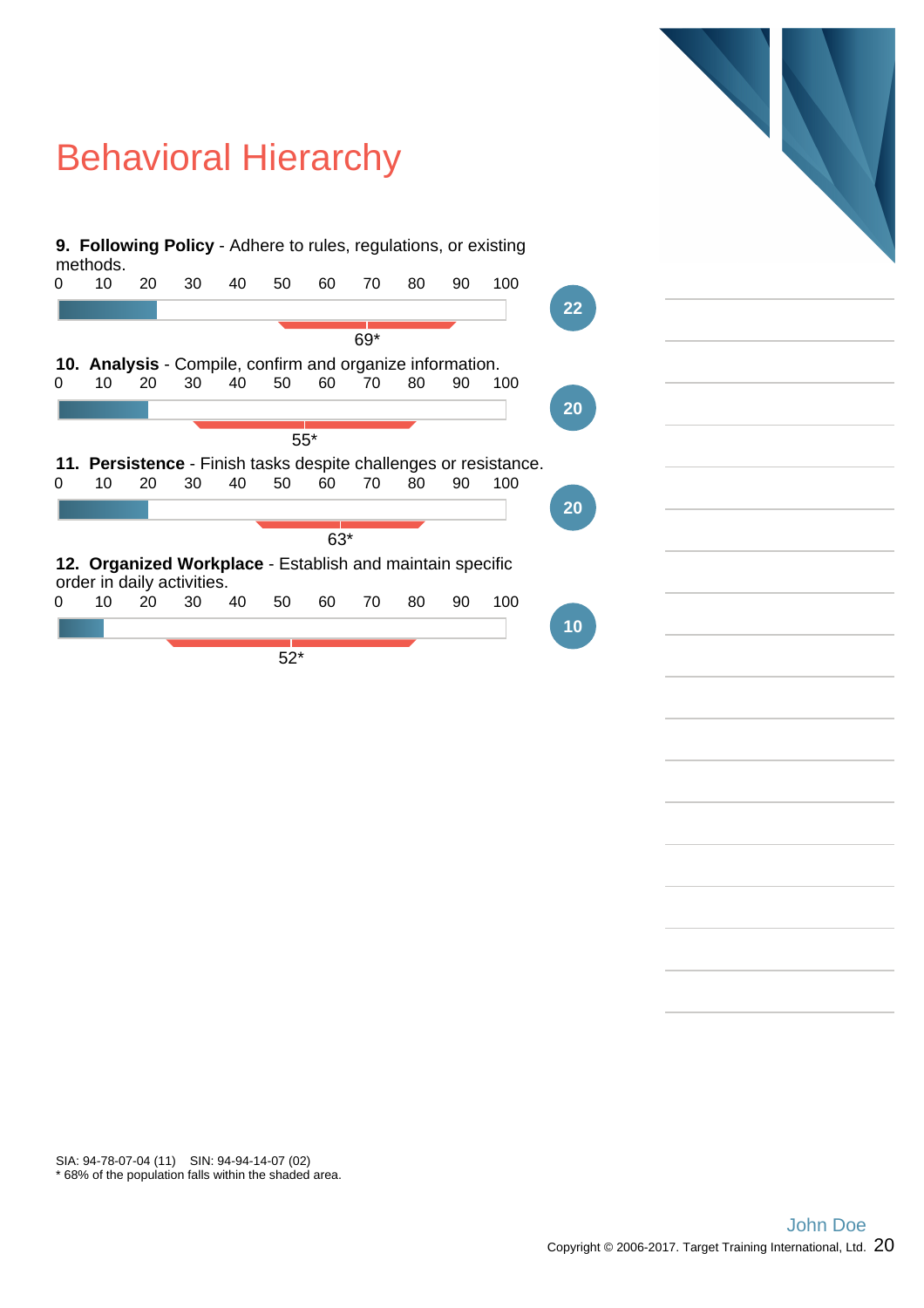# Behavioral Hierarchy

**9. Following Policy** - Adhere to rules, regulations, or existing methods.

0 10 20 30 40 50 60 70 80 90 100

**22**

69*

**10. Analysis** - Compile, confirm and organize information.

0 10 20 30 40 50 60 70 80 90 100

**20**

55*

**11. Persistence** - Finish tasks despite challenges or resistance.

0 10 20 30 40 50 60 70 80 90 100

**20**

63*

**12. Organized Workplace** - Establish and maintain specific order in daily activities.

0 10 20 30 40 50 60 70 80 90 100

**10**

52*

SIA: 94-78-07-04 (11) SIN: 94-94-14-07 (02)
* 68% of the population falls within the shaded area.

John Doe

Copyright © 2006-2017. Target Training International, Ltd.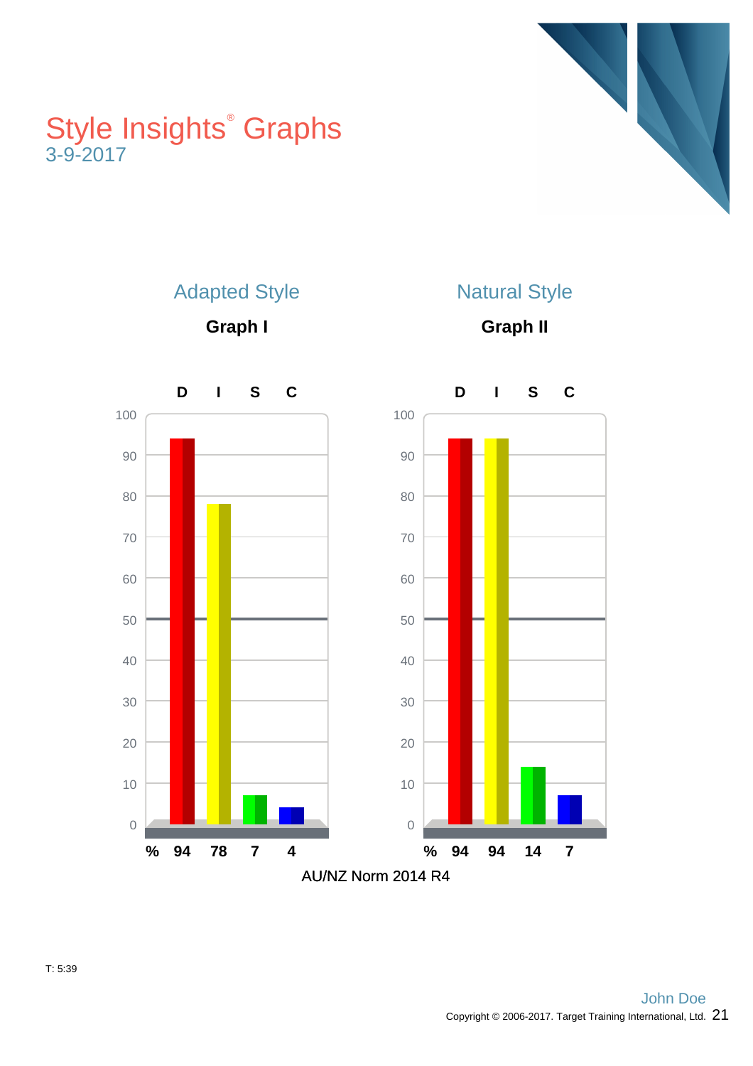# Style Insights® Graphs

3-9-2017

## Adapted Style

**Graph I**

| | D | I | S | C |
|---|---|---|---|---|
| % | 94 | 78 | 7 | 4 |

## Natural Style

**Graph II**

| | D | I | S | C |
|---|---|---|---|---|
| % | 94 | 94 | 14 | 7 |

AU/NZ Norm 2014 R4

T: 5:39

John Doe

Copyright © 2006-2017. Target Training International, Ltd.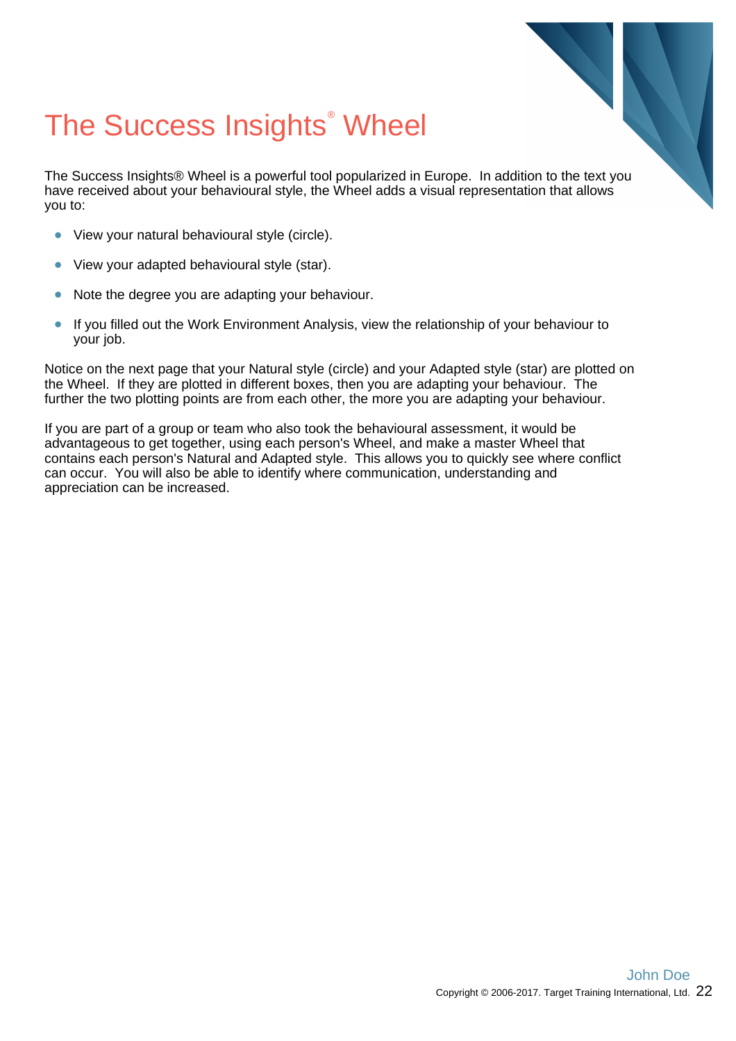# The Success Insights® Wheel

The Success Insights® Wheel is a powerful tool popularized in Europe. In addition to the text you have received about your behavioural style, the Wheel adds a visual representation that allows you to:

- View your natural behavioural style (circle).
- View your adapted behavioural style (star).
- Note the degree you are adapting your behaviour.
- If you filled out the Work Environment Analysis, view the relationship of your behaviour to your job.

Notice on the next page that your Natural style (circle) and your Adapted style (star) are plotted on the Wheel. If they are plotted in different boxes, then you are adapting your behaviour. The further the two plotting points are from each other, the more you are adapting your behaviour.

If you are part of a group or team who also took the behavioural assessment, it would be advantageous to get together, using each person's Wheel, and make a master Wheel that contains each person's Natural and Adapted style. This allows you to quickly see where conflict can occur. You will also be able to identify where communication, understanding and appreciation can be increased.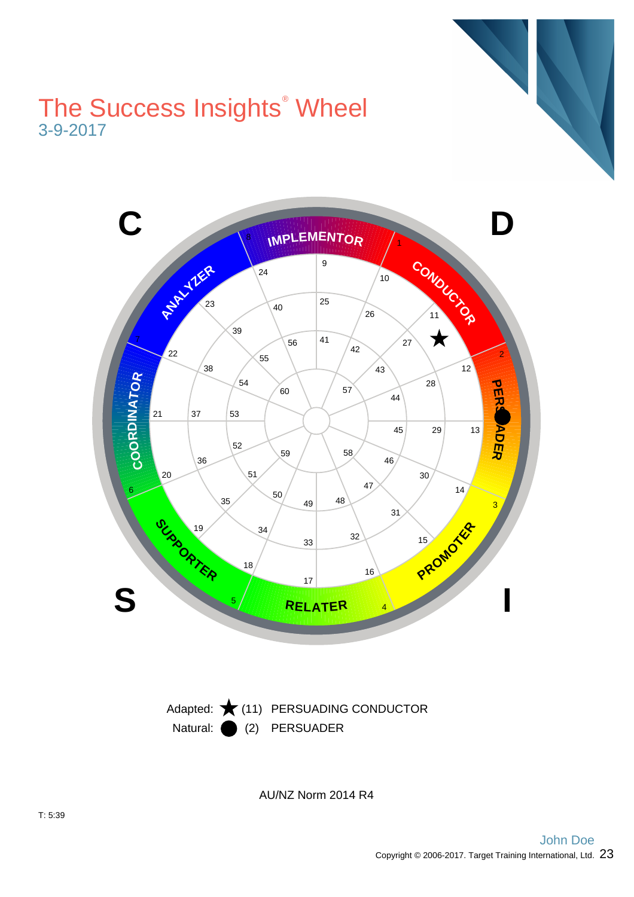# The Success Insights® Wheel

3-9-2017

C D S I

IMPLEMENTOR CONDUCTOR PERSUADER PROMOTER RELATER SUPPORTER COORDINATOR ANALYZER

Adapted: ★ (11) PERSUADING CONDUCTOR

Natural: ● (2) PERSUADER

AU/NZ Norm 2014 R4

T: 5:39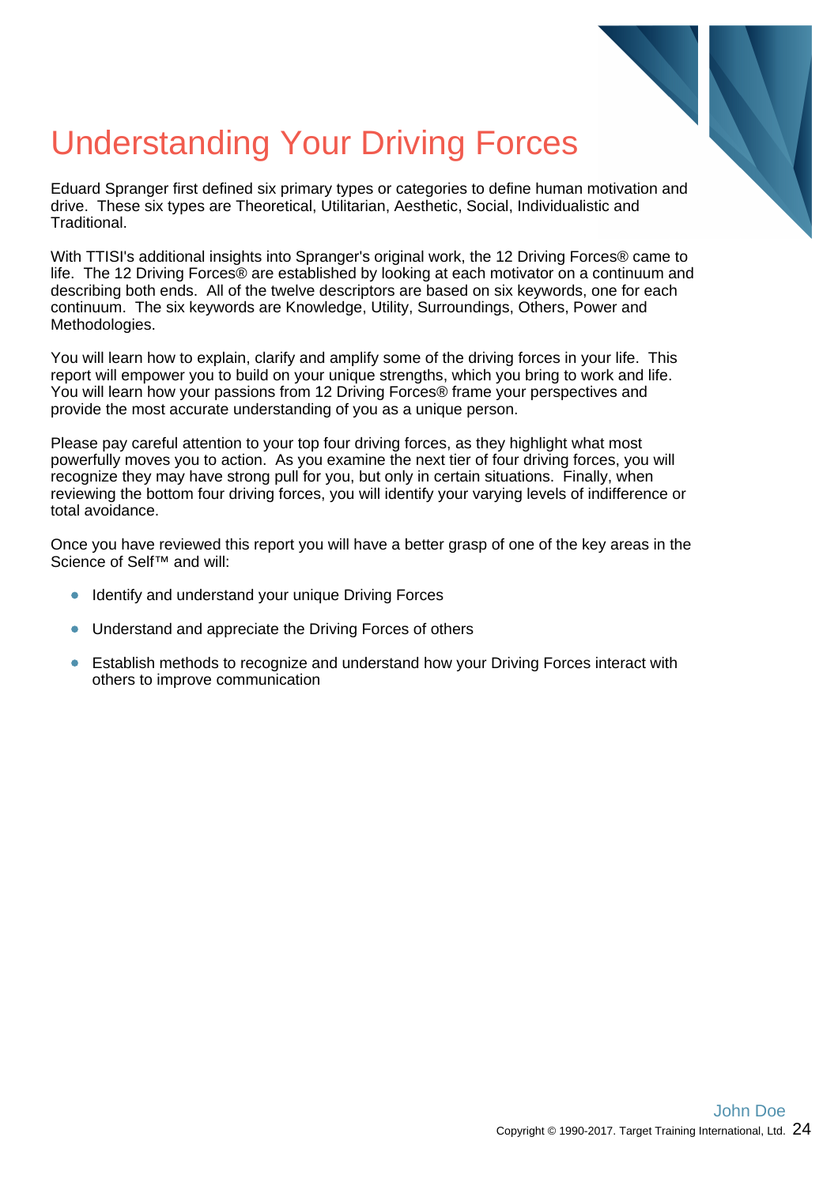# Understanding Your Driving Forces

Eduard Spranger first defined six primary types or categories to define human motivation and drive. These six types are Theoretical, Utilitarian, Aesthetic, Social, Individualistic and Traditional.

With TTISI's additional insights into Spranger's original work, the 12 Driving Forces® came to life. The 12 Driving Forces® are established by looking at each motivator on a continuum and describing both ends. All of the twelve descriptors are based on six keywords, one for each continuum. The six keywords are Knowledge, Utility, Surroundings, Others, Power and Methodologies.

You will learn how to explain, clarify and amplify some of the driving forces in your life. This report will empower you to build on your unique strengths, which you bring to work and life. You will learn how your passions from 12 Driving Forces® frame your perspectives and provide the most accurate understanding of you as a unique person.

Please pay careful attention to your top four driving forces, as they highlight what most powerfully moves you to action. As you examine the next tier of four driving forces, you will recognize they may have strong pull for you, but only in certain situations. Finally, when reviewing the bottom four driving forces, you will identify your varying levels of indifference or total avoidance.

Once you have reviewed this report you will have a better grasp of one of the key areas in the Science of Self™ and will:

- Identify and understand your unique Driving Forces
- Understand and appreciate the Driving Forces of others
- Establish methods to recognize and understand how your Driving Forces interact with others to improve communication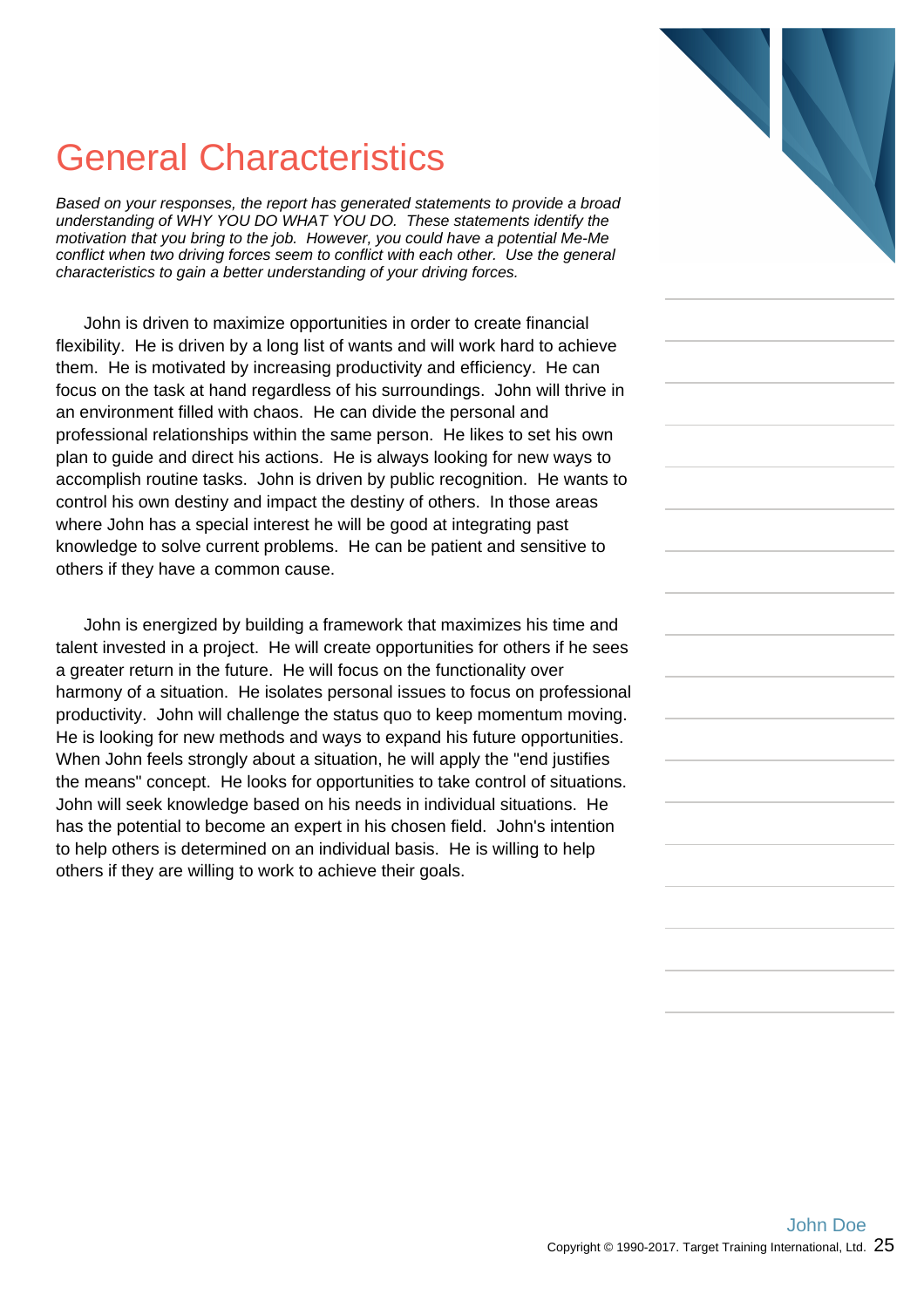# General Characteristics

*Based on your responses, the report has generated statements to provide a broad understanding of WHY YOU DO WHAT YOU DO. These statements identify the motivation that you bring to the job. However, you could have a potential Me-Me conflict when two driving forces seem to conflict with each other. Use the general characteristics to gain a better understanding of your driving forces.*

John is driven to maximize opportunities in order to create financial flexibility. He is driven by a long list of wants and will work hard to achieve them. He is motivated by increasing productivity and efficiency. He can focus on the task at hand regardless of his surroundings. John will thrive in an environment filled with chaos. He can divide the personal and professional relationships within the same person. He likes to set his own plan to guide and direct his actions. He is always looking for new ways to accomplish routine tasks. John is driven by public recognition. He wants to control his own destiny and impact the destiny of others. In those areas where John has a special interest he will be good at integrating past knowledge to solve current problems. He can be patient and sensitive to others if they have a common cause.

John is energized by building a framework that maximizes his time and talent invested in a project. He will create opportunities for others if he sees a greater return in the future. He will focus on the functionality over harmony of a situation. He isolates personal issues to focus on professional productivity. John will challenge the status quo to keep momentum moving. He is looking for new methods and ways to expand his future opportunities. When John feels strongly about a situation, he will apply the "end justifies the means" concept. He looks for opportunities to take control of situations. John will seek knowledge based on his needs in individual situations. He has the potential to become an expert in his chosen field. John's intention to help others is determined on an individual basis. He is willing to help others if they are willing to work to achieve their goals.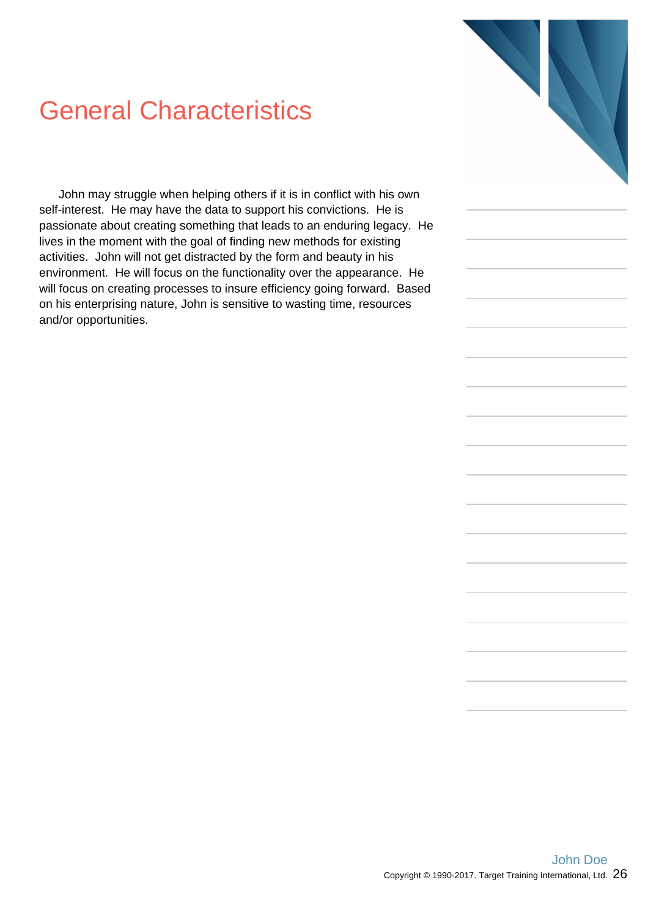# General Characteristics

John may struggle when helping others if it is in conflict with his own self-interest. He may have the data to support his convictions. He is passionate about creating something that leads to an enduring legacy. He lives in the moment with the goal of finding new methods for existing activities. John will not get distracted by the form and beauty in his environment. He will focus on the functionality over the appearance. He will focus on creating processes to insure efficiency going forward. Based on his enterprising nature, John is sensitive to wasting time, resources and/or opportunities.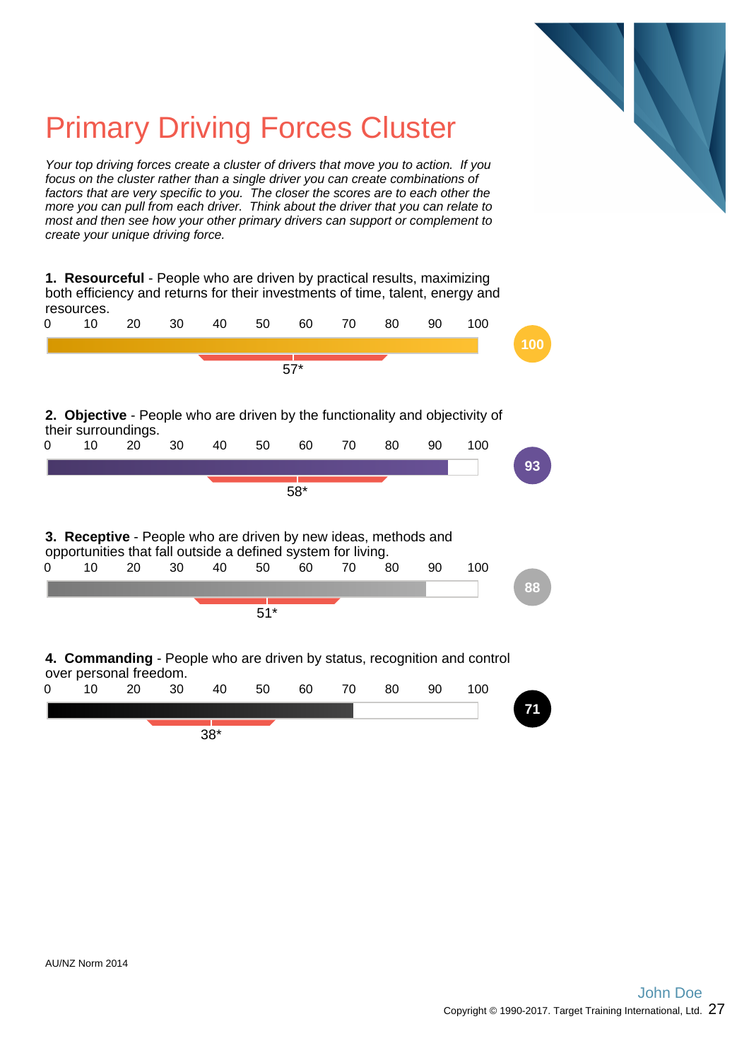# Primary Driving Forces Cluster

*Your top driving forces create a cluster of drivers that move you to action. If you focus on the cluster rather than a single driver you can create combinations of factors that are very specific to you. The closer the scores are to each other the more you can pull from each driver. Think about the driver that you can relate to most and then see how your other primary drivers can support or complement to create your unique driving force.*

**1. Resourceful** - People who are driven by practical results, maximizing both efficiency and returns for their investments of time, talent, energy and resources.

0 10 20 30 40 50 60 70 80 90 100

100

57*

**2. Objective** - People who are driven by the functionality and objectivity of their surroundings.

0 10 20 30 40 50 60 70 80 90 100

93

58*

**3. Receptive** - People who are driven by new ideas, methods and opportunities that fall outside a defined system for living.

0 10 20 30 40 50 60 70 80 90 100

88

51*

**4. Commanding** - People who are driven by status, recognition and control over personal freedom.

0 10 20 30 40 50 60 70 80 90 100

71

38*

AU/NZ Norm 2014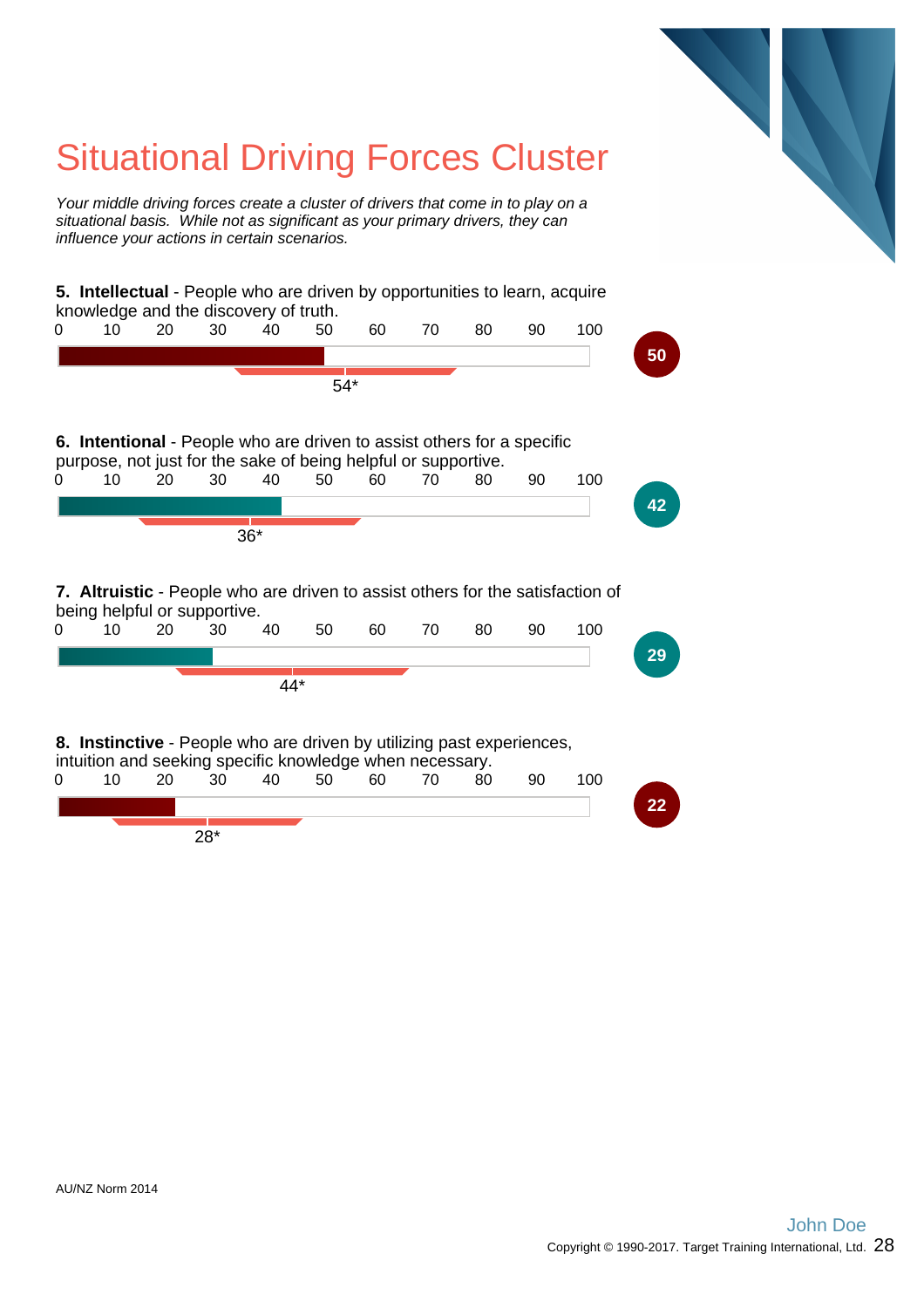# Situational Driving Forces Cluster

*Your middle driving forces create a cluster of drivers that come in to play on a situational basis. While not as significant as your primary drivers, they can influence your actions in certain scenarios.*

**5. Intellectual** - People who are driven by opportunities to learn, acquire knowledge and the discovery of truth.

0 10 20 30 40 50 60 70 80 90 100

54*

50

**6. Intentional** - People who are driven to assist others for a specific purpose, not just for the sake of being helpful or supportive.

0 10 20 30 40 50 60 70 80 90 100

36*

42

**7. Altruistic** - People who are driven to assist others for the satisfaction of being helpful or supportive.

0 10 20 30 40 50 60 70 80 90 100

44*

29

**8. Instinctive** - People who are driven by utilizing past experiences, intuition and seeking specific knowledge when necessary.

0 10 20 30 40 50 60 70 80 90 100

28*

22

AU/NZ Norm 2014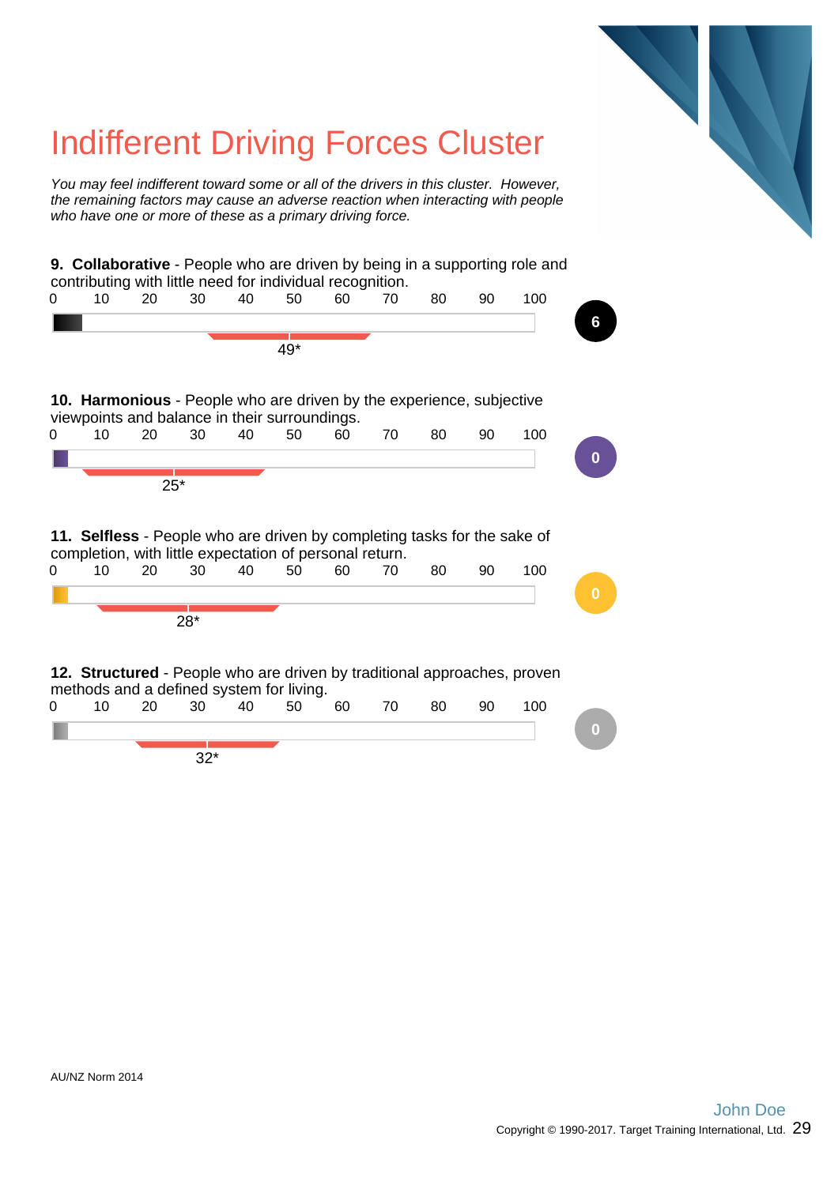# Indifferent Driving Forces Cluster

*You may feel indifferent toward some or all of the drivers in this cluster. However, the remaining factors may cause an adverse reaction when interacting with people who have one or more of these as a primary driving force.*

**9. Collaborative** - People who are driven by being in a supporting role and contributing with little need for individual recognition.

0 10 20 30 40 50 60 70 80 90 100

49*

6

**10. Harmonious** - People who are driven by the experience, subjective viewpoints and balance in their surroundings.

0 10 20 30 40 50 60 70 80 90 100

25*

0

**11. Selfless** - People who are driven by completing tasks for the sake of completion, with little expectation of personal return.

0 10 20 30 40 50 60 70 80 90 100

28*

0

**12. Structured** - People who are driven by traditional approaches, proven methods and a defined system for living.

0 10 20 30 40 50 60 70 80 90 100

32*

0

AU/NZ Norm 2014

John Doe

Copyright © 1990-2017. Target Training International, Ltd.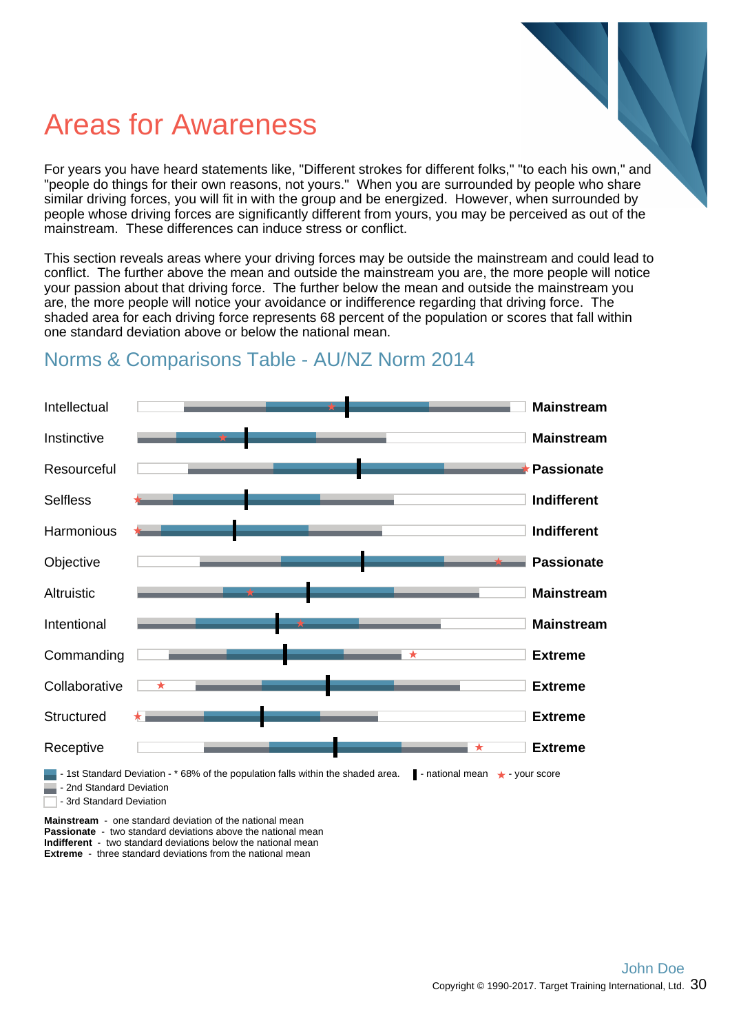# Areas for Awareness

For years you have heard statements like, "Different strokes for different folks," "to each his own," and "people do things for their own reasons, not yours." When you are surrounded by people who share similar driving forces, you will fit in with the group and be energized. However, when surrounded by people whose driving forces are significantly different from yours, you may be perceived as out of the mainstream. These differences can induce stress or conflict.

This section reveals areas where your driving forces may be outside the mainstream and could lead to conflict. The further above the mean and outside the mainstream you are, the more people will notice your passion about that driving force. The further below the mean and outside the mainstream you are, the more people will notice your avoidance or indifference regarding that driving force. The shaded area for each driving force represents 68 percent of the population or scores that fall within one standard deviation above or below the national mean.

## Norms & Comparisons Table - AU/NZ Norm 2014

| Driving Force | Result |
|---|---|
| Intellectual | **Mainstream** |
| Instinctive | **Mainstream** |
| Resourceful | **Passionate** |
| Selfless | **Indifferent** |
| Harmonious | **Indifferent** |
| Objective | **Passionate** |
| Altruistic | **Mainstream** |
| Intentional | **Mainstream** |
| Commanding | **Extreme** |
| Collaborative | **Extreme** |
| Structured | **Extreme** |
| Receptive | **Extreme** |

- 1st Standard Deviation - * 68% of the population falls within the shaded area.
- 2nd Standard Deviation
- 3rd Standard Deviation

▌ - national mean ★ - your score

**Mainstream** - one standard deviation of the national mean
**Passionate** - two standard deviations above the national mean
**Indifferent** - two standard deviations below the national mean
**Extreme** - three standard deviations from the national mean

John Doe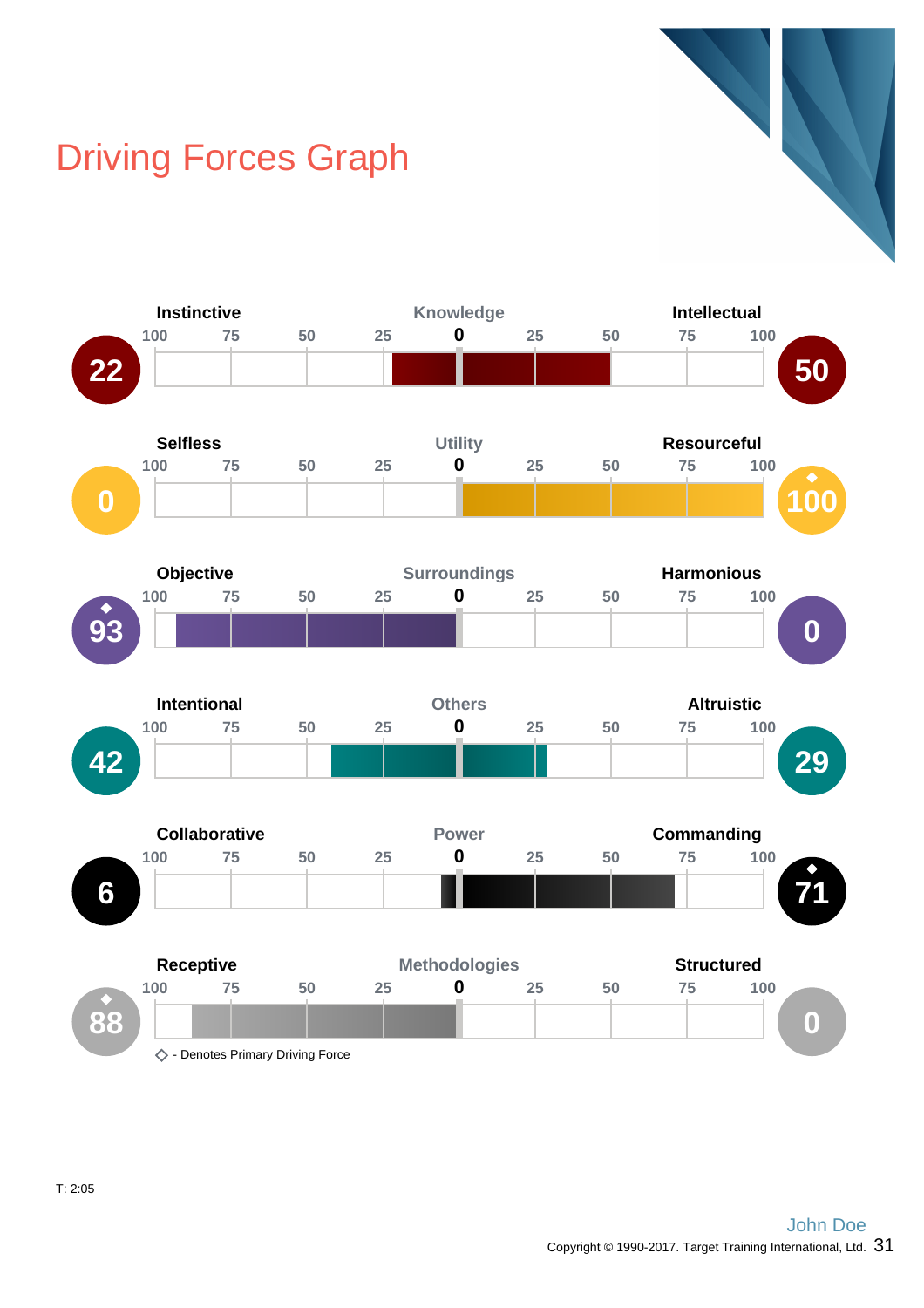# Driving Forces Graph

| Score | Left Force | Driver | Right Force | Score |
|---|---|---|---|---|
| 22 | Instinctive | Knowledge | Intellectual | 50 |
| 0 | Selfless | Utility | Resourceful ◆ | 100 |
| 93 ◆ | Objective | Surroundings | Harmonious | 0 |
| 42 | Intentional | Others | Altruistic | 29 |
| 6 | Collaborative | Power | Commanding ◆ | 71 |
| 88 ◆ | Receptive | Methodologies | Structured | 0 |

Scale: 100 75 50 25 **0** 25 50 75 100

◇ - Denotes Primary Driving Force

T: 2:05

John Doe

Copyright © 1990-2017. Target Training International, Ltd.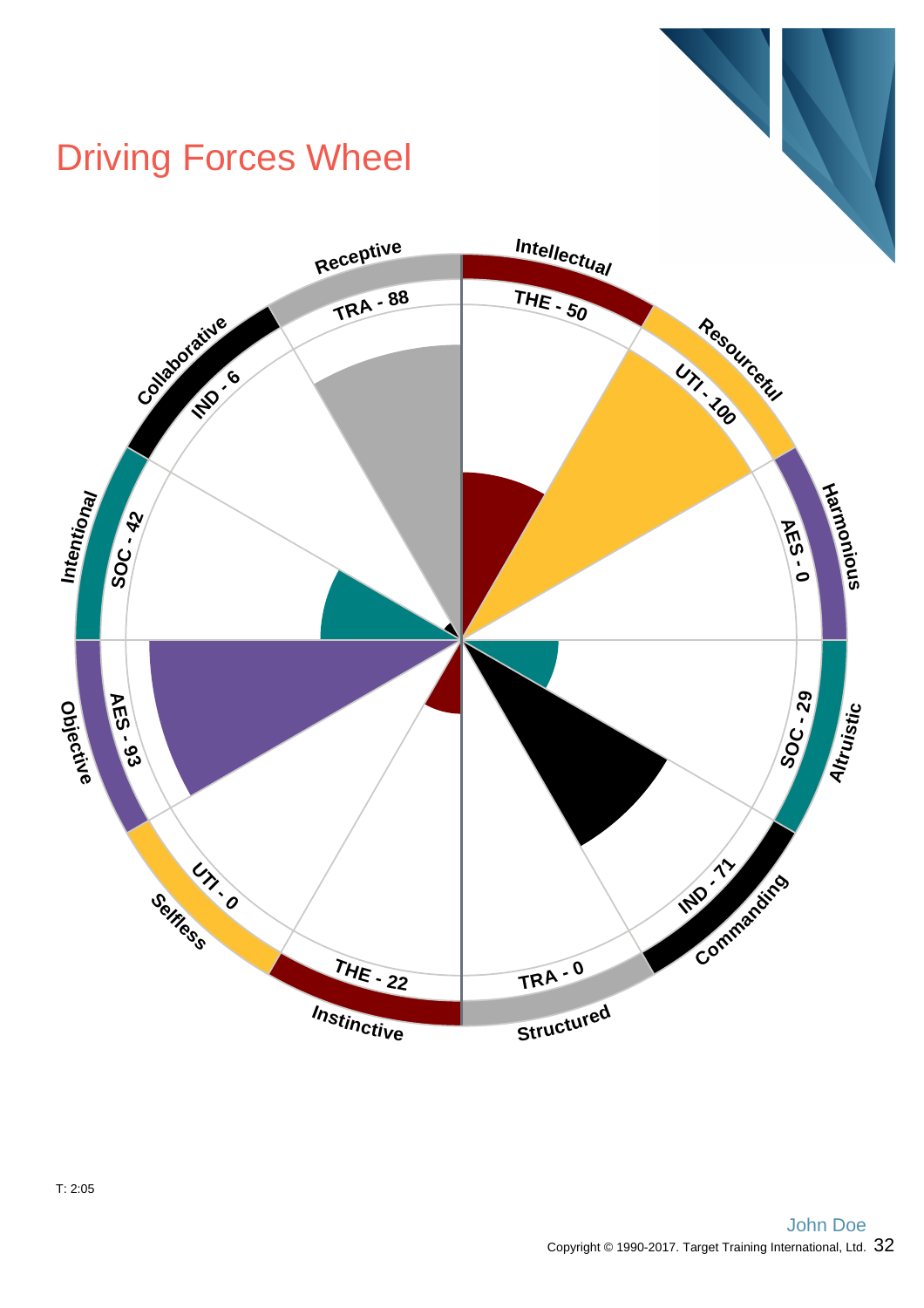# Driving Forces Wheel

Receptive

TRA - 88

Intellectual

THE - 50

Resourceful

UTI - 100

Harmonious

AES - 0

Altruistic

SOC - 29

Commanding

IND - 71

Structured

TRA - 0

Instinctive

THE - 22

Selfless

UTI - 0

Objective

AES - 93

Intentional

SOC - 42

Collaborative

IND - 6

T: 2:05

John Doe

Copyright © 1990-2017. Target Training International, Ltd.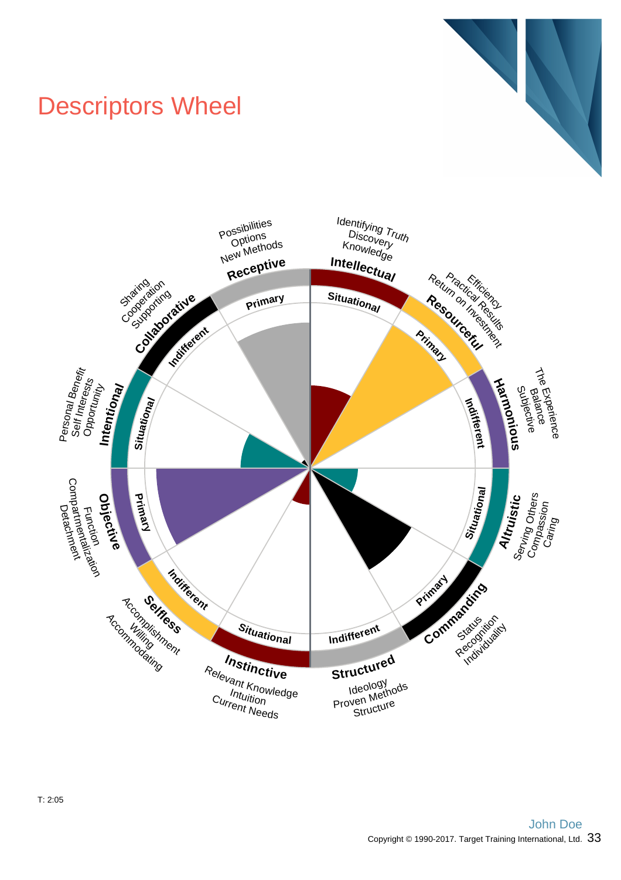# Descriptors Wheel

**Receptive** — Primary
Possibilities
Options
New Methods

**Intellectual** — Situational
Identifying Truth
Discovery
Knowledge

**Resourceful** — Primary
Efficiency
Practical Results
Return on Investment

**Harmonious** — Indifferent
The Experience
Balance
Subjective

**Altruistic** — Situational
Serving Others
Compassion
Caring

**Commanding** — Primary
Status
Recognition
Individuality

**Structured** — Indifferent
Ideology
Proven Methods
Structure

**Instinctive** — Situational
Relevant Knowledge
Intuition
Current Needs

**Selfless** — Indifferent
Accomplishment
Willing
Accommodating

**Objective** — Primary
Function
Compartmentalization
Detachment

**Intentional** — Situational
Personal Benefit
Self Interests
Opportunity

**Collaborative** — Indifferent
Sharing
Cooperation
Supporting

T: 2:05

John Doe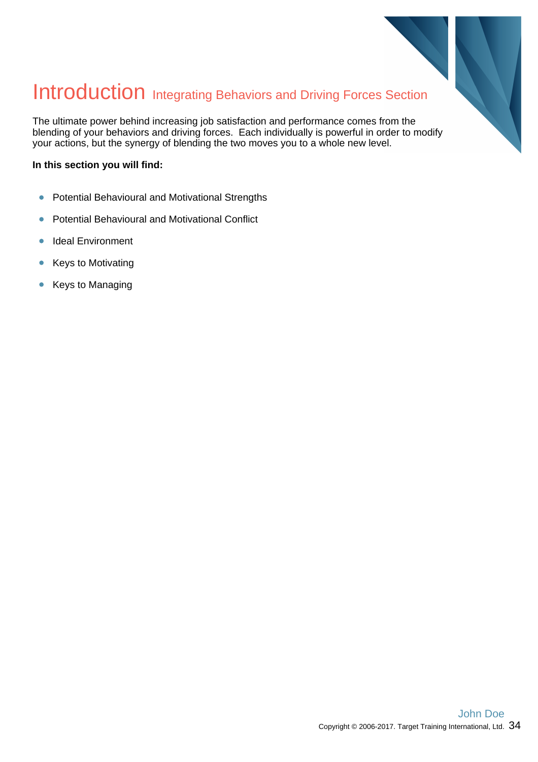# Introduction Integrating Behaviors and Driving Forces Section

The ultimate power behind increasing job satisfaction and performance comes from the blending of your behaviors and driving forces. Each individually is powerful in order to modify your actions, but the synergy of blending the two moves you to a whole new level.

**In this section you will find:**

- Potential Behavioural and Motivational Strengths
- Potential Behavioural and Motivational Conflict
- Ideal Environment
- Keys to Motivating
- Keys to Managing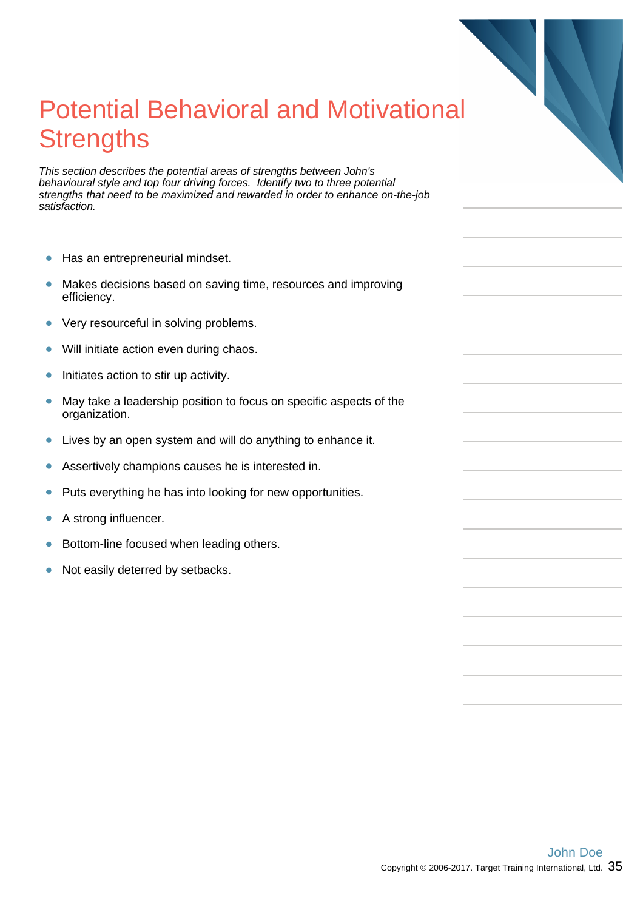# Potential Behavioral and Motivational Strengths

*This section describes the potential areas of strengths between John's behavioural style and top four driving forces. Identify two to three potential strengths that need to be maximized and rewarded in order to enhance on-the-job satisfaction.*

- Has an entrepreneurial mindset.
- Makes decisions based on saving time, resources and improving efficiency.
- Very resourceful in solving problems.
- Will initiate action even during chaos.
- Initiates action to stir up activity.
- May take a leadership position to focus on specific aspects of the organization.
- Lives by an open system and will do anything to enhance it.
- Assertively champions causes he is interested in.
- Puts everything he has into looking for new opportunities.
- A strong influencer.
- Bottom-line focused when leading others.
- Not easily deterred by setbacks.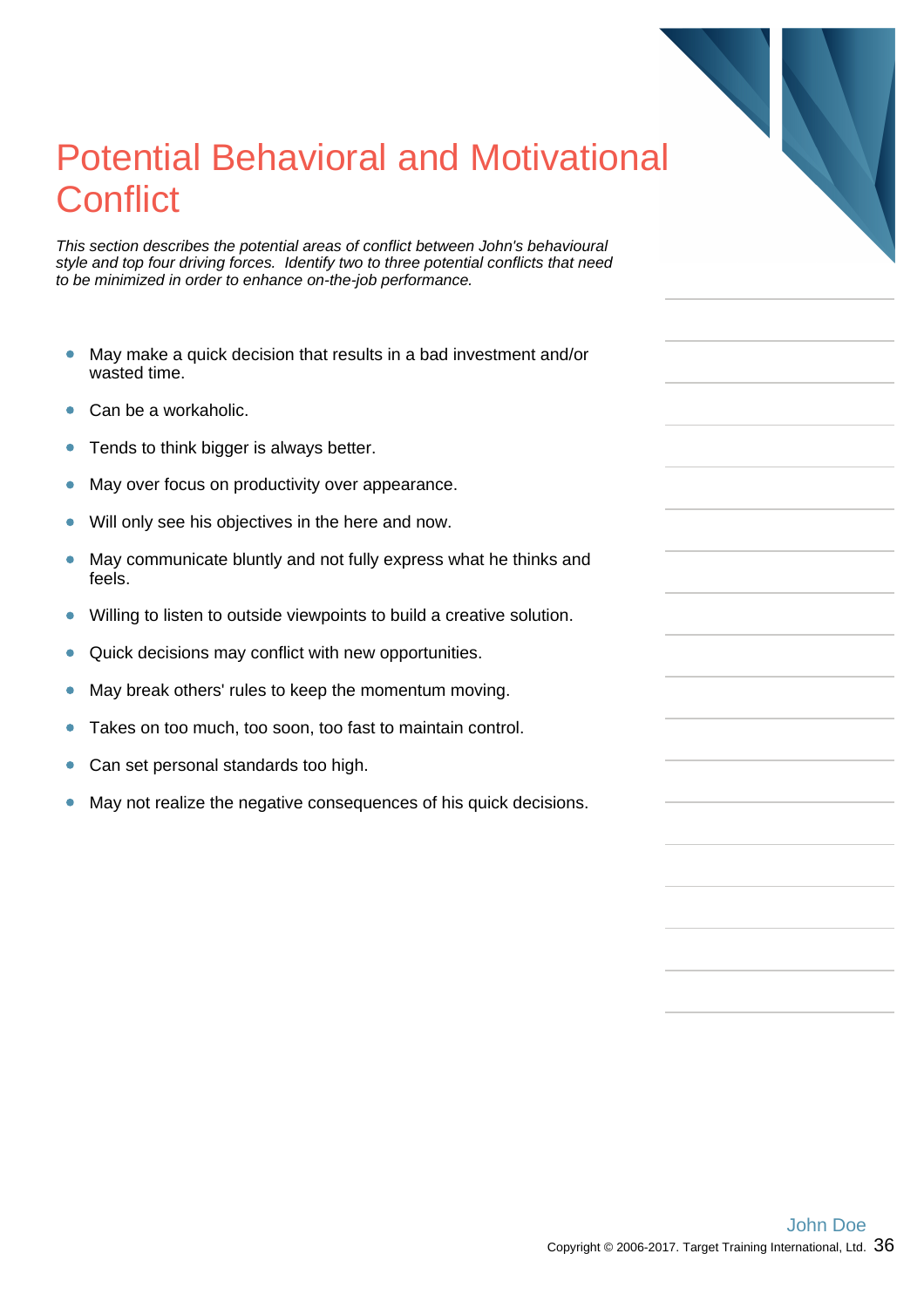# Potential Behavioral and Motivational Conflict

*This section describes the potential areas of conflict between John's behavioural style and top four driving forces. Identify two to three potential conflicts that need to be minimized in order to enhance on-the-job performance.*

- May make a quick decision that results in a bad investment and/or wasted time.
- Can be a workaholic.
- Tends to think bigger is always better.
- May over focus on productivity over appearance.
- Will only see his objectives in the here and now.
- May communicate bluntly and not fully express what he thinks and feels.
- Willing to listen to outside viewpoints to build a creative solution.
- Quick decisions may conflict with new opportunities.
- May break others' rules to keep the momentum moving.
- Takes on too much, too soon, too fast to maintain control.
- Can set personal standards too high.
- May not realize the negative consequences of his quick decisions.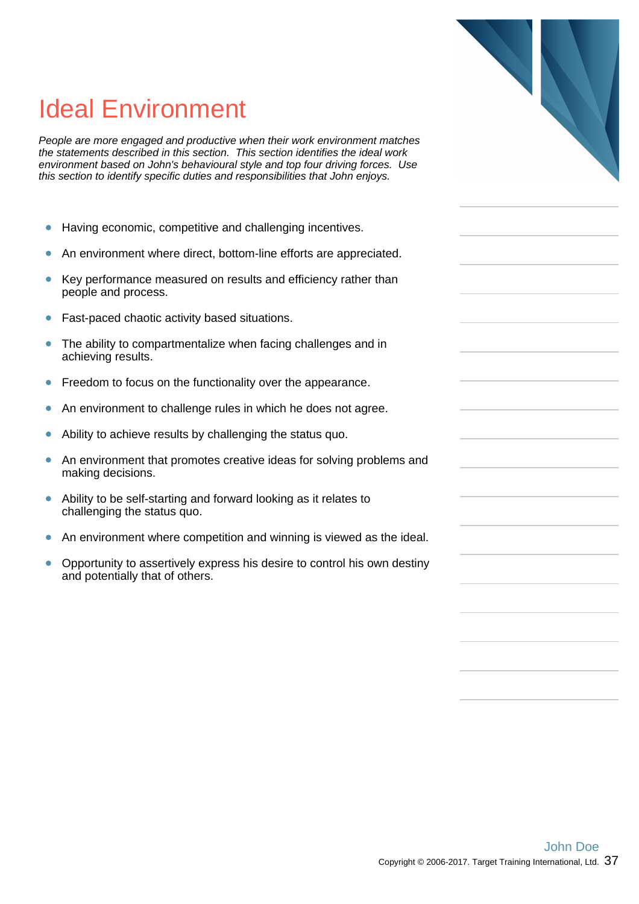# Ideal Environment

*People are more engaged and productive when their work environment matches the statements described in this section. This section identifies the ideal work environment based on John's behavioural style and top four driving forces. Use this section to identify specific duties and responsibilities that John enjoys.*

- Having economic, competitive and challenging incentives.
- An environment where direct, bottom-line efforts are appreciated.
- Key performance measured on results and efficiency rather than people and process.
- Fast-paced chaotic activity based situations.
- The ability to compartmentalize when facing challenges and in achieving results.
- Freedom to focus on the functionality over the appearance.
- An environment to challenge rules in which he does not agree.
- Ability to achieve results by challenging the status quo.
- An environment that promotes creative ideas for solving problems and making decisions.
- Ability to be self-starting and forward looking as it relates to challenging the status quo.
- An environment where competition and winning is viewed as the ideal.
- Opportunity to assertively express his desire to control his own destiny and potentially that of others.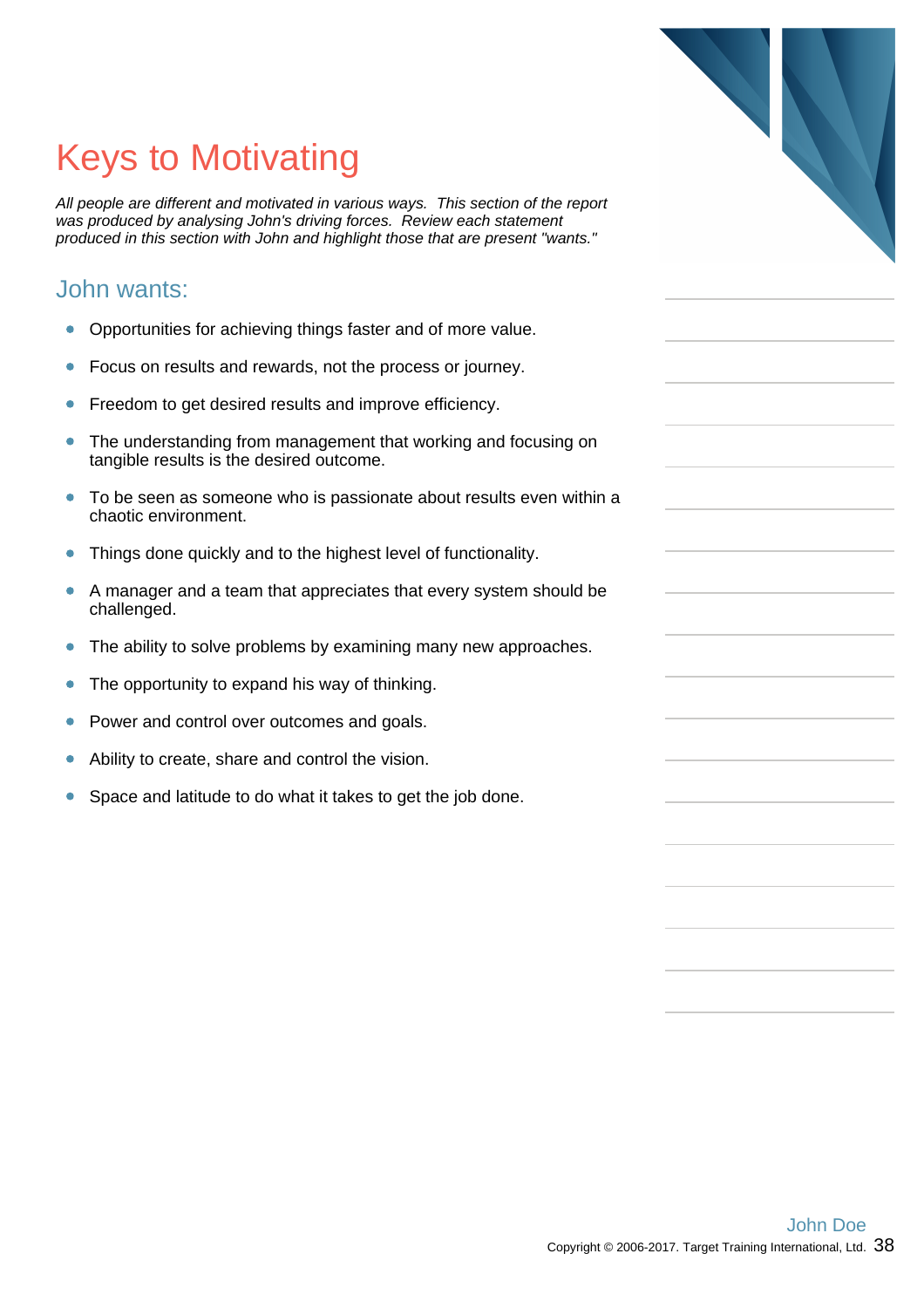# Keys to Motivating

*All people are different and motivated in various ways. This section of the report was produced by analysing John's driving forces. Review each statement produced in this section with John and highlight those that are present "wants."*

## John wants:

- Opportunities for achieving things faster and of more value.
- Focus on results and rewards, not the process or journey.
- Freedom to get desired results and improve efficiency.
- The understanding from management that working and focusing on tangible results is the desired outcome.
- To be seen as someone who is passionate about results even within a chaotic environment.
- Things done quickly and to the highest level of functionality.
- A manager and a team that appreciates that every system should be challenged.
- The ability to solve problems by examining many new approaches.
- The opportunity to expand his way of thinking.
- Power and control over outcomes and goals.
- Ability to create, share and control the vision.
- Space and latitude to do what it takes to get the job done.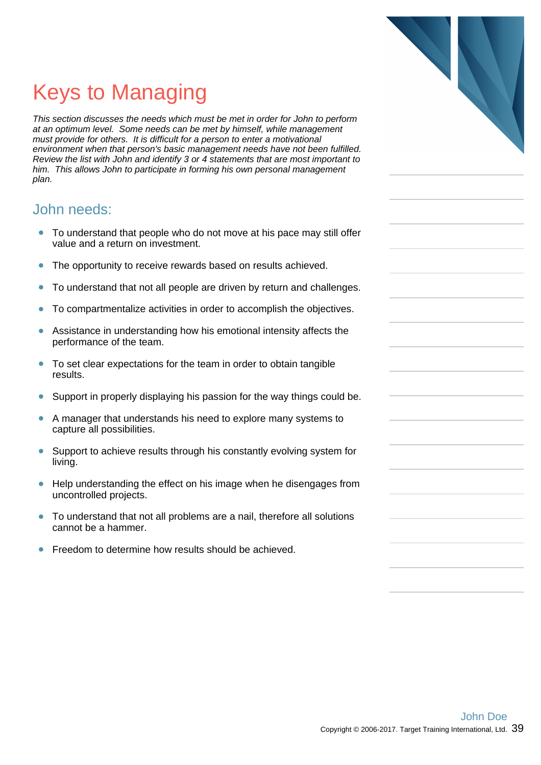# Keys to Managing

*This section discusses the needs which must be met in order for John to perform at an optimum level. Some needs can be met by himself, while management must provide for others. It is difficult for a person to enter a motivational environment when that person's basic management needs have not been fulfilled. Review the list with John and identify 3 or 4 statements that are most important to him. This allows John to participate in forming his own personal management plan.*

## John needs:

- To understand that people who do not move at his pace may still offer value and a return on investment.
- The opportunity to receive rewards based on results achieved.
- To understand that not all people are driven by return and challenges.
- To compartmentalize activities in order to accomplish the objectives.
- Assistance in understanding how his emotional intensity affects the performance of the team.
- To set clear expectations for the team in order to obtain tangible results.
- Support in properly displaying his passion for the way things could be.
- A manager that understands his need to explore many systems to capture all possibilities.
- Support to achieve results through his constantly evolving system for living.
- Help understanding the effect on his image when he disengages from uncontrolled projects.
- To understand that not all problems are a nail, therefore all solutions cannot be a hammer.
- Freedom to determine how results should be achieved.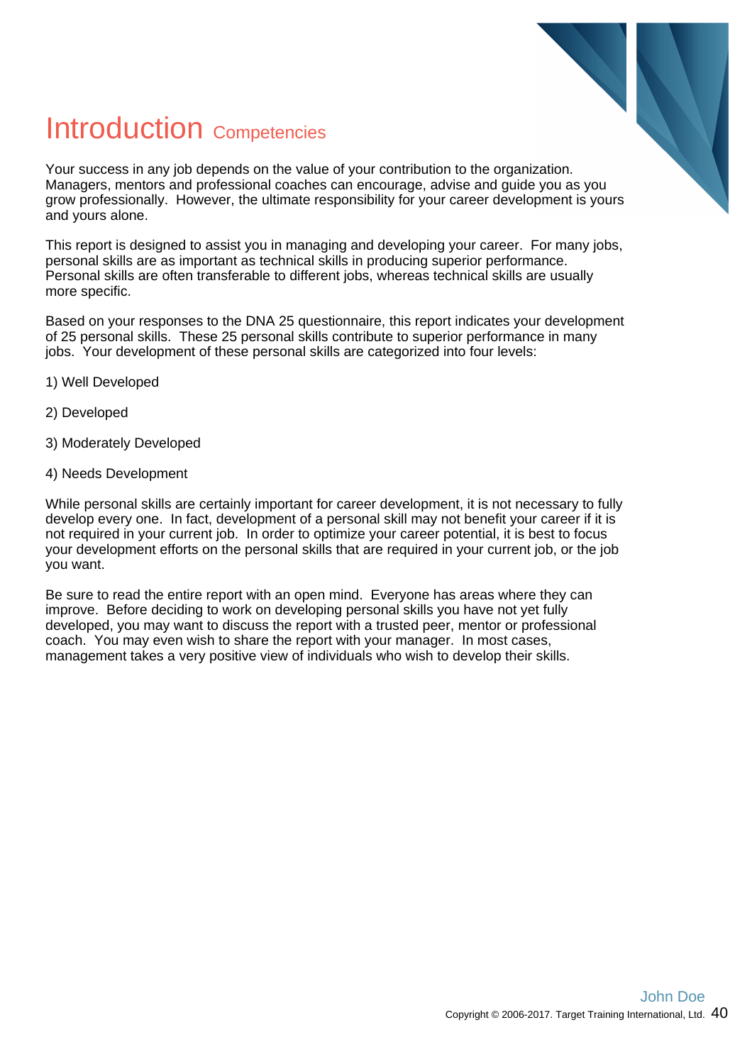# Introduction Competencies

Your success in any job depends on the value of your contribution to the organization. Managers, mentors and professional coaches can encourage, advise and guide you as you grow professionally. However, the ultimate responsibility for your career development is yours and yours alone.

This report is designed to assist you in managing and developing your career. For many jobs, personal skills are as important as technical skills in producing superior performance. Personal skills are often transferable to different jobs, whereas technical skills are usually more specific.

Based on your responses to the DNA 25 questionnaire, this report indicates your development of 25 personal skills. These 25 personal skills contribute to superior performance in many jobs. Your development of these personal skills are categorized into four levels:

1) Well Developed

2) Developed

3) Moderately Developed

4) Needs Development

While personal skills are certainly important for career development, it is not necessary to fully develop every one. In fact, development of a personal skill may not benefit your career if it is not required in your current job. In order to optimize your career potential, it is best to focus your development efforts on the personal skills that are required in your current job, or the job you want.

Be sure to read the entire report with an open mind. Everyone has areas where they can improve. Before deciding to work on developing personal skills you have not yet fully developed, you may want to discuss the report with a trusted peer, mentor or professional coach. You may even wish to share the report with your manager. In most cases, management takes a very positive view of individuals who wish to develop their skills.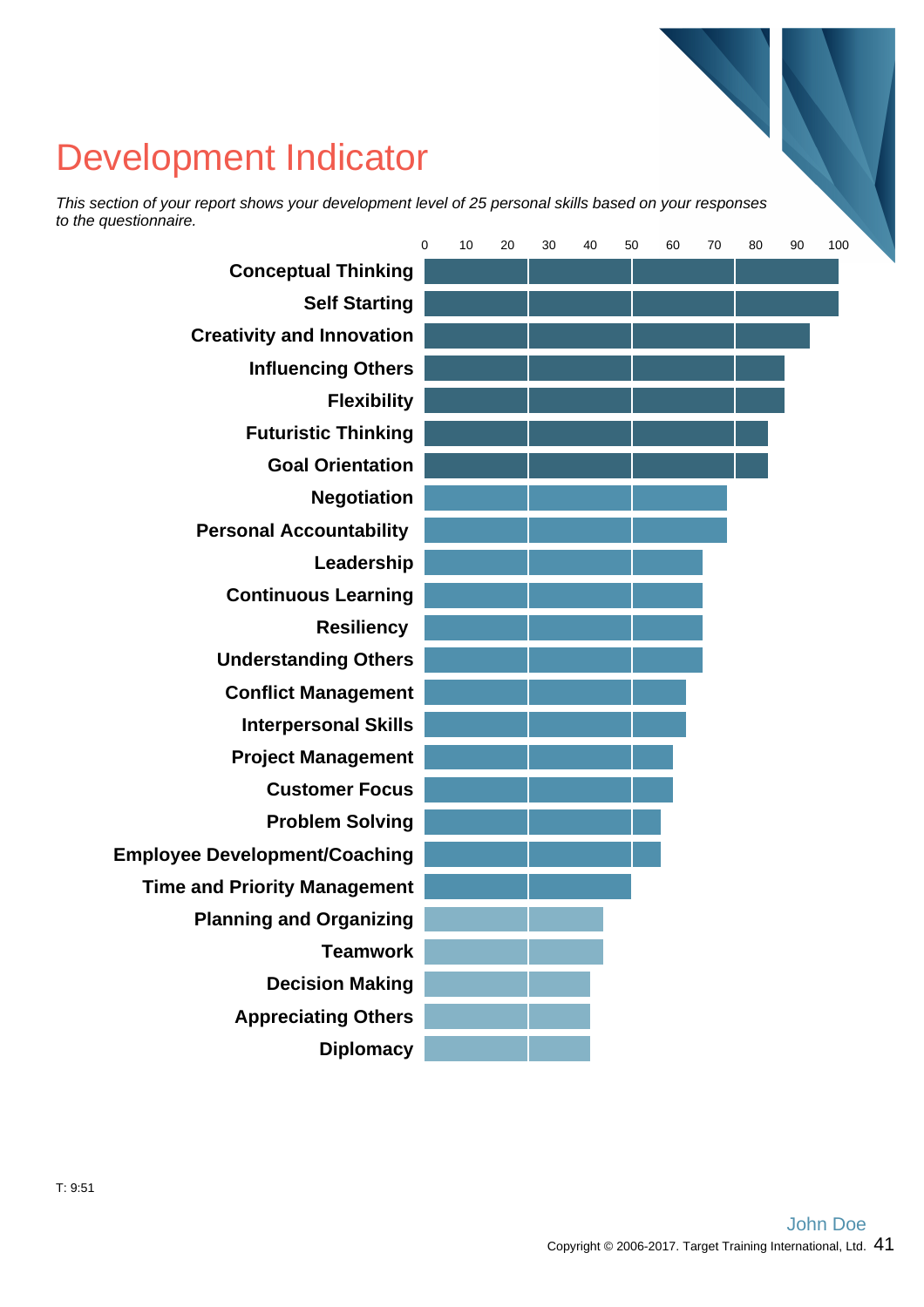# Development Indicator

*This section of your report shows your development level of 25 personal skills based on your responses to the questionnaire.*

| Skill | 0–100 scale |
|---|---|
| Conceptual Thinking | 100 |
| Self Starting | 100 |
| Creativity and Innovation | 93 |
| Influencing Others | 87 |
| Flexibility | 87 |
| Futuristic Thinking | 83 |
| Goal Orientation | 83 |
| Negotiation | 73 |
| Personal Accountability | 73 |
| Leadership | 67 |
| Continuous Learning | 67 |
| Resiliency | 67 |
| Understanding Others | 67 |
| Conflict Management | 63 |
| Interpersonal Skills | 63 |
| Project Management | 60 |
| Customer Focus | 60 |
| Problem Solving | 57 |
| Employee Development/Coaching | 57 |
| Time and Priority Management | 50 |
| Planning and Organizing | 43 |
| Teamwork | 43 |
| Decision Making | 40 |
| Appreciating Others | 40 |
| Diplomacy | 40 |

T: 9:51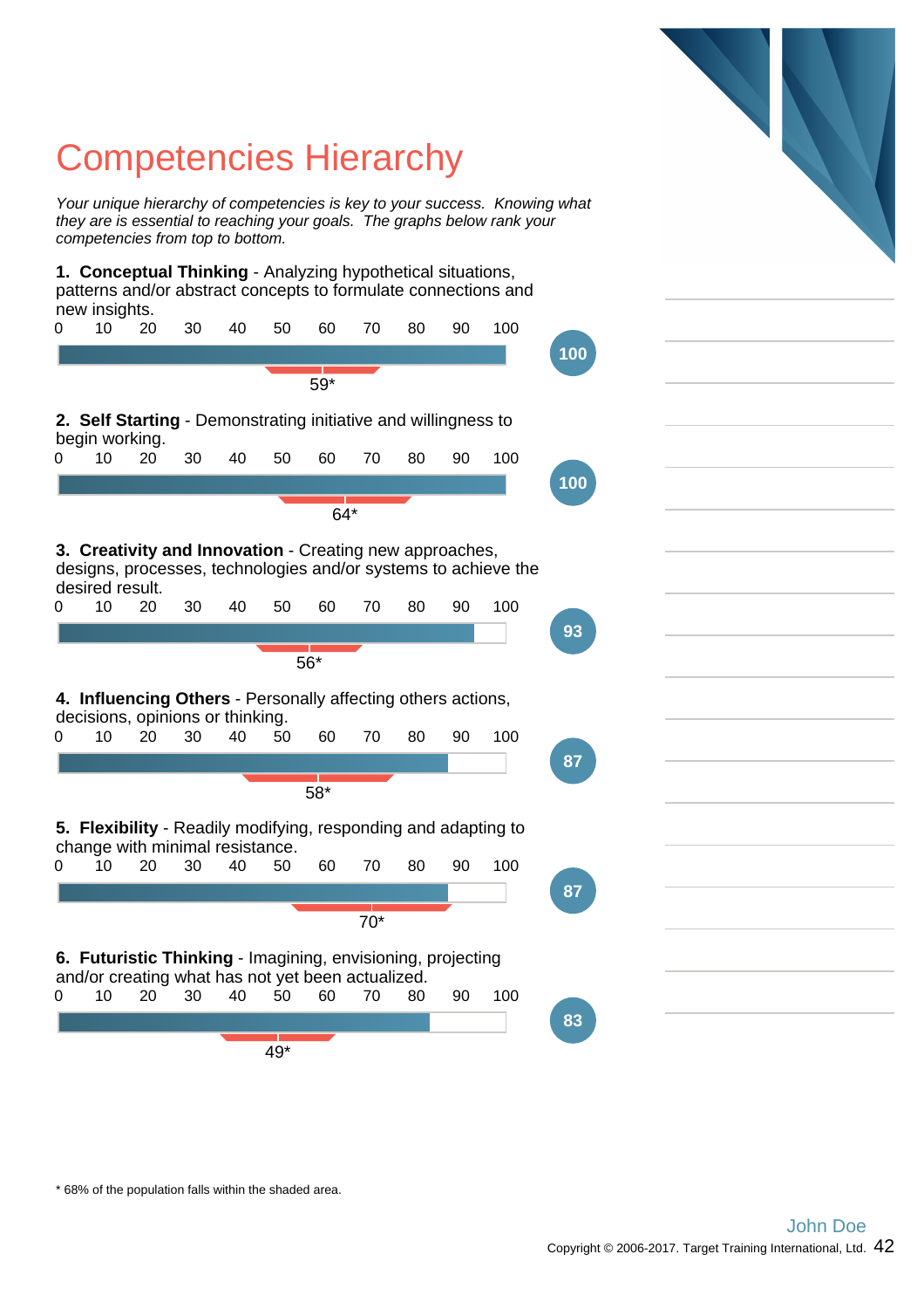# Competencies Hierarchy

*Your unique hierarchy of competencies is key to your success. Knowing what they are is essential to reaching your goals. The graphs below rank your competencies from top to bottom.*

**1. Conceptual Thinking** - Analyzing hypothetical situations, patterns and/or abstract concepts to formulate connections and new insights.

Score: **100** — 59*

**2. Self Starting** - Demonstrating initiative and willingness to begin working.

Score: **100** — 64*

**3. Creativity and Innovation** - Creating new approaches, designs, processes, technologies and/or systems to achieve the desired result.

Score: **93** — 56*

**4. Influencing Others** - Personally affecting others actions, decisions, opinions or thinking.

Score: **87** — 58*

**5. Flexibility** - Readily modifying, responding and adapting to change with minimal resistance.

Score: **87** — 70*

**6. Futuristic Thinking** - Imagining, envisioning, projecting and/or creating what has not yet been actualized.

Score: **83** — 49*

* 68% of the population falls within the shaded area.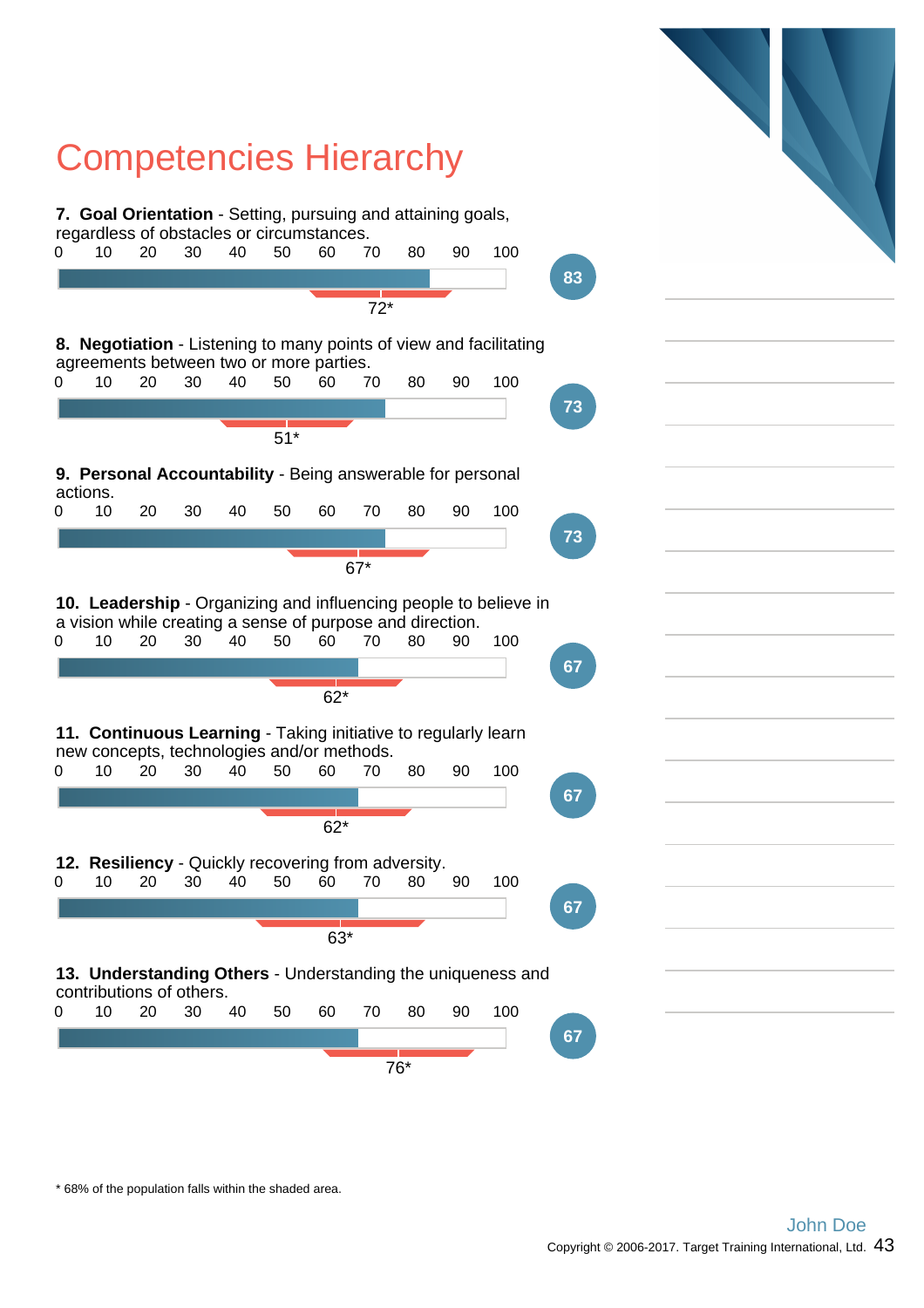# Competencies Hierarchy

**7. Goal Orientation** - Setting, pursuing and attaining goals, regardless of obstacles or circumstances.

0 10 20 30 40 50 60 70 80 90 100

**83**

72*

**8. Negotiation** - Listening to many points of view and facilitating agreements between two or more parties.

0 10 20 30 40 50 60 70 80 90 100

**73**

51*

**9. Personal Accountability** - Being answerable for personal actions.

0 10 20 30 40 50 60 70 80 90 100

**73**

67*

**10. Leadership** - Organizing and influencing people to believe in a vision while creating a sense of purpose and direction.

0 10 20 30 40 50 60 70 80 90 100

**67**

62*

**11. Continuous Learning** - Taking initiative to regularly learn new concepts, technologies and/or methods.

0 10 20 30 40 50 60 70 80 90 100

**67**

62*

**12. Resiliency** - Quickly recovering from adversity.

0 10 20 30 40 50 60 70 80 90 100

**67**

63*

**13. Understanding Others** - Understanding the uniqueness and contributions of others.

0 10 20 30 40 50 60 70 80 90 100

**67**

76*

* 68% of the population falls within the shaded area.

John Doe

Copyright © 2006-2017. Target Training International, Ltd.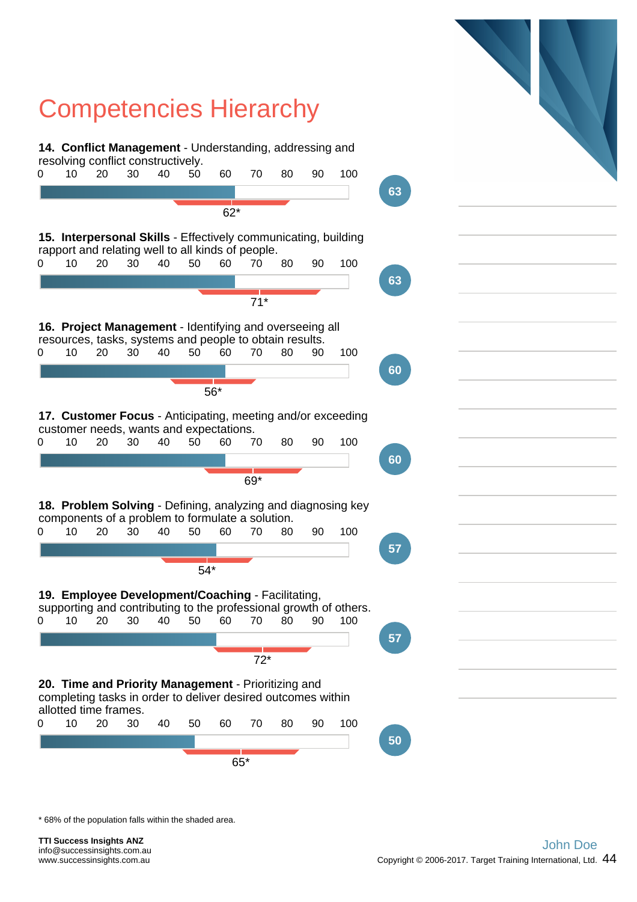# Competencies Hierarchy

**14. Conflict Management** - Understanding, addressing and resolving conflict constructively.

0 10 20 30 40 50 60 70 80 90 100

62*

63

**15. Interpersonal Skills** - Effectively communicating, building rapport and relating well to all kinds of people.

0 10 20 30 40 50 60 70 80 90 100

71*

63

**16. Project Management** - Identifying and overseeing all resources, tasks, systems and people to obtain results.

0 10 20 30 40 50 60 70 80 90 100

56*

60

**17. Customer Focus** - Anticipating, meeting and/or exceeding customer needs, wants and expectations.

0 10 20 30 40 50 60 70 80 90 100

69*

60

**18. Problem Solving** - Defining, analyzing and diagnosing key components of a problem to formulate a solution.

0 10 20 30 40 50 60 70 80 90 100

54*

57

**19. Employee Development/Coaching** - Facilitating, supporting and contributing to the professional growth of others.

0 10 20 30 40 50 60 70 80 90 100

72*

57

**20. Time and Priority Management** - Prioritizing and completing tasks in order to deliver desired outcomes within allotted time frames.

0 10 20 30 40 50 60 70 80 90 100

65*

50

* 68% of the population falls within the shaded area.

**TTI Success Insights ANZ**
info@successinsights.com.au
www.successinsights.com.au

John Doe
Copyright © 2006-2017. Target Training International, Ltd.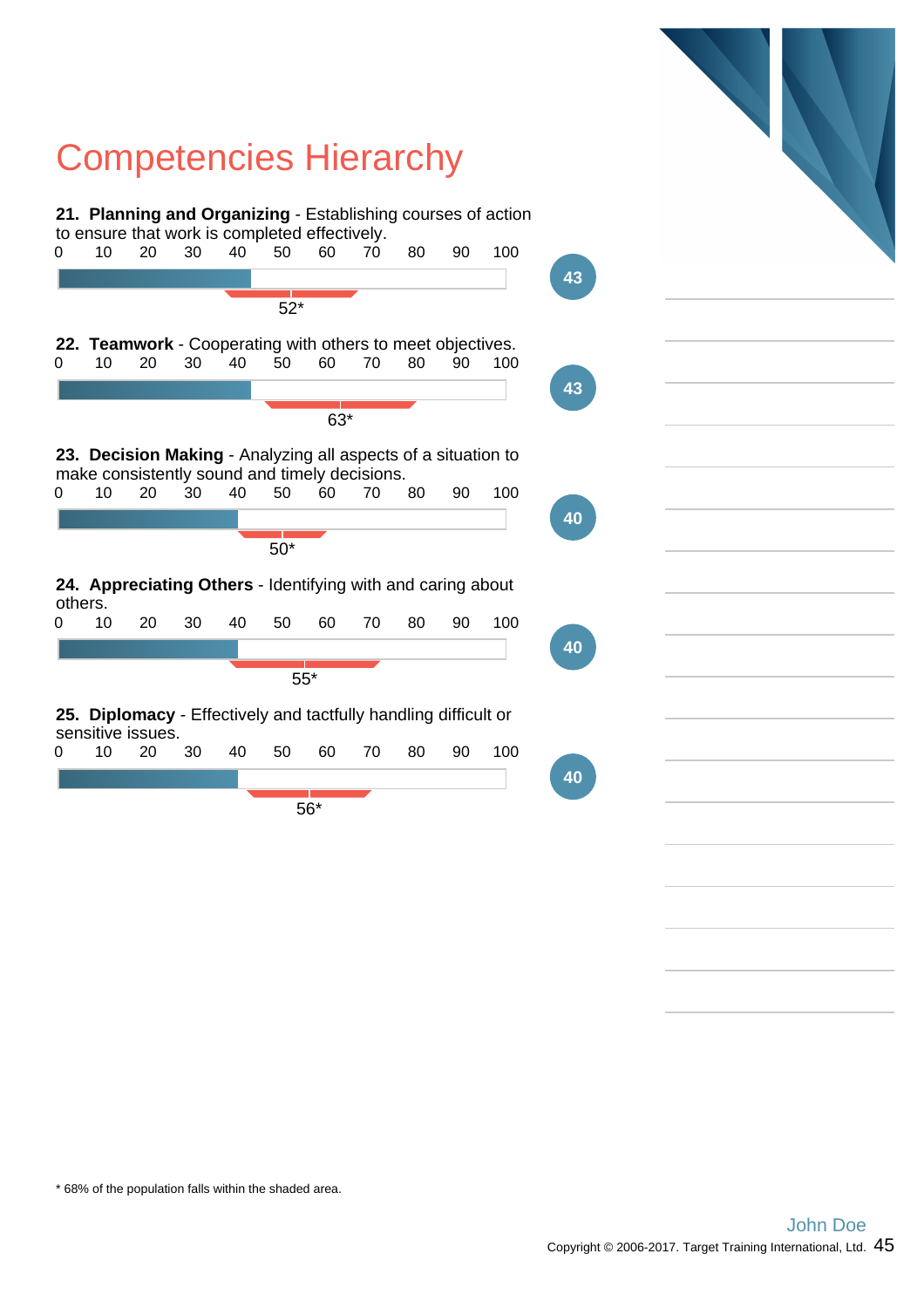# Competencies Hierarchy

**21. Planning and Organizing** - Establishing courses of action to ensure that work is completed effectively.

0 10 20 30 40 50 60 70 80 90 100

43

52*

**22. Teamwork** - Cooperating with others to meet objectives.

0 10 20 30 40 50 60 70 80 90 100

43

63*

**23. Decision Making** - Analyzing all aspects of a situation to make consistently sound and timely decisions.

0 10 20 30 40 50 60 70 80 90 100

40

50*

**24. Appreciating Others** - Identifying with and caring about others.

0 10 20 30 40 50 60 70 80 90 100

40

55*

**25. Diplomacy** - Effectively and tactfully handling difficult or sensitive issues.

0 10 20 30 40 50 60 70 80 90 100

40

56*

* 68% of the population falls within the shaded area.

John Doe

Copyright © 2006-2017. Target Training International, Ltd.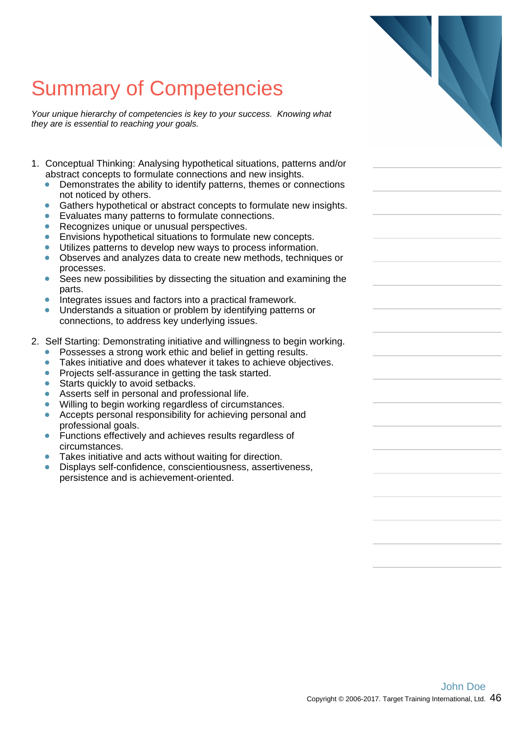# Summary of Competencies

*Your unique hierarchy of competencies is key to your success. Knowing what they are is essential to reaching your goals.*

1. Conceptual Thinking: Analysing hypothetical situations, patterns and/or abstract concepts to formulate connections and new insights.
   - Demonstrates the ability to identify patterns, themes or connections not noticed by others.
   - Gathers hypothetical or abstract concepts to formulate new insights.
   - Evaluates many patterns to formulate connections.
   - Recognizes unique or unusual perspectives.
   - Envisions hypothetical situations to formulate new concepts.
   - Utilizes patterns to develop new ways to process information.
   - Observes and analyzes data to create new methods, techniques or processes.
   - Sees new possibilities by dissecting the situation and examining the parts.
   - Integrates issues and factors into a practical framework.
   - Understands a situation or problem by identifying patterns or connections, to address key underlying issues.

2. Self Starting: Demonstrating initiative and willingness to begin working.
   - Possesses a strong work ethic and belief in getting results.
   - Takes initiative and does whatever it takes to achieve objectives.
   - Projects self-assurance in getting the task started.
   - Starts quickly to avoid setbacks.
   - Asserts self in personal and professional life.
   - Willing to begin working regardless of circumstances.
   - Accepts personal responsibility for achieving personal and professional goals.
   - Functions effectively and achieves results regardless of circumstances.
   - Takes initiative and acts without waiting for direction.
   - Displays self-confidence, conscientiousness, assertiveness, persistence and is achievement-oriented.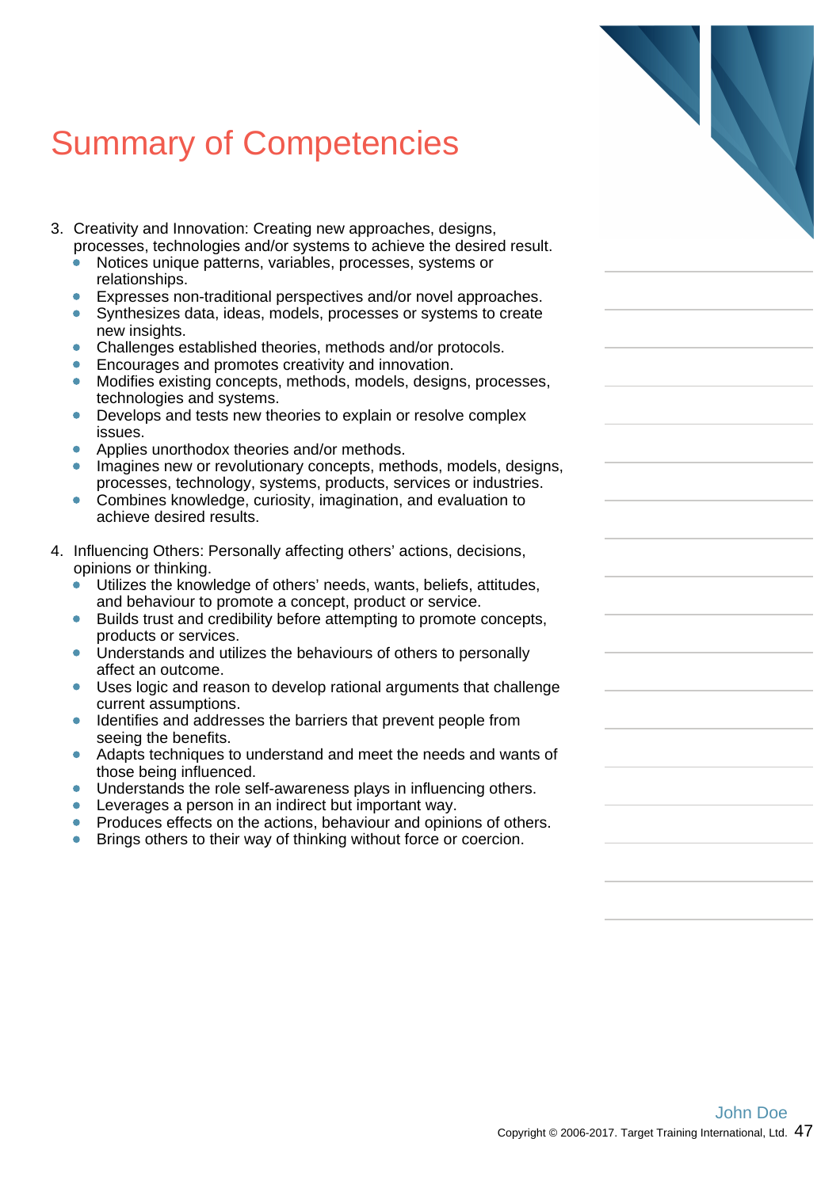# Summary of Competencies

3. Creativity and Innovation: Creating new approaches, designs, processes, technologies and/or systems to achieve the desired result.
   - Notices unique patterns, variables, processes, systems or relationships.
   - Expresses non-traditional perspectives and/or novel approaches.
   - Synthesizes data, ideas, models, processes or systems to create new insights.
   - Challenges established theories, methods and/or protocols.
   - Encourages and promotes creativity and innovation.
   - Modifies existing concepts, methods, models, designs, processes, technologies and systems.
   - Develops and tests new theories to explain or resolve complex issues.
   - Applies unorthodox theories and/or methods.
   - Imagines new or revolutionary concepts, methods, models, designs, processes, technology, systems, products, services or industries.
   - Combines knowledge, curiosity, imagination, and evaluation to achieve desired results.

4. Influencing Others: Personally affecting others' actions, decisions, opinions or thinking.
   - Utilizes the knowledge of others' needs, wants, beliefs, attitudes, and behaviour to promote a concept, product or service.
   - Builds trust and credibility before attempting to promote concepts, products or services.
   - Understands and utilizes the behaviours of others to personally affect an outcome.
   - Uses logic and reason to develop rational arguments that challenge current assumptions.
   - Identifies and addresses the barriers that prevent people from seeing the benefits.
   - Adapts techniques to understand and meet the needs and wants of those being influenced.
   - Understands the role self-awareness plays in influencing others.
   - Leverages a person in an indirect but important way.
   - Produces effects on the actions, behaviour and opinions of others.
   - Brings others to their way of thinking without force or coercion.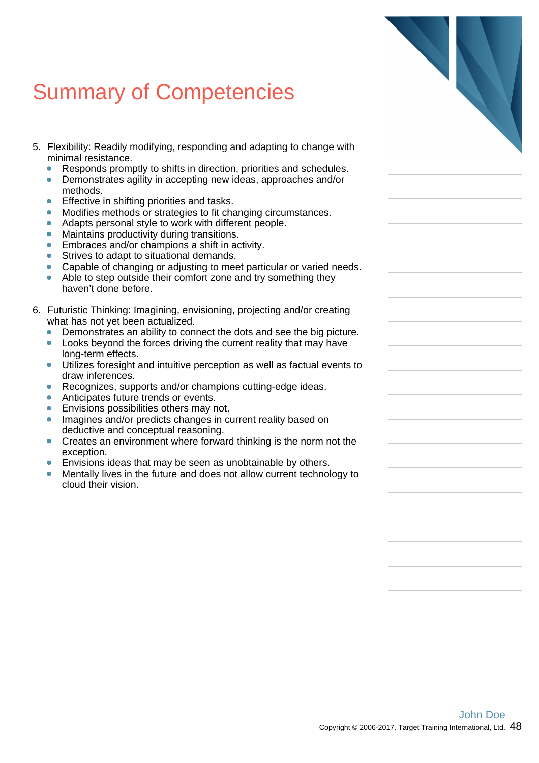# Summary of Competencies

5. Flexibility: Readily modifying, responding and adapting to change with minimal resistance.
    - Responds promptly to shifts in direction, priorities and schedules.
    - Demonstrates agility in accepting new ideas, approaches and/or methods.
    - Effective in shifting priorities and tasks.
    - Modifies methods or strategies to fit changing circumstances.
    - Adapts personal style to work with different people.
    - Maintains productivity during transitions.
    - Embraces and/or champions a shift in activity.
    - Strives to adapt to situational demands.
    - Capable of changing or adjusting to meet particular or varied needs.
    - Able to step outside their comfort zone and try something they haven't done before.

6. Futuristic Thinking: Imagining, envisioning, projecting and/or creating what has not yet been actualized.
    - Demonstrates an ability to connect the dots and see the big picture.
    - Looks beyond the forces driving the current reality that may have long-term effects.
    - Utilizes foresight and intuitive perception as well as factual events to draw inferences.
    - Recognizes, supports and/or champions cutting-edge ideas.
    - Anticipates future trends or events.
    - Envisions possibilities others may not.
    - Imagines and/or predicts changes in current reality based on deductive and conceptual reasoning.
    - Creates an environment where forward thinking is the norm not the exception.
    - Envisions ideas that may be seen as unobtainable by others.
    - Mentally lives in the future and does not allow current technology to cloud their vision.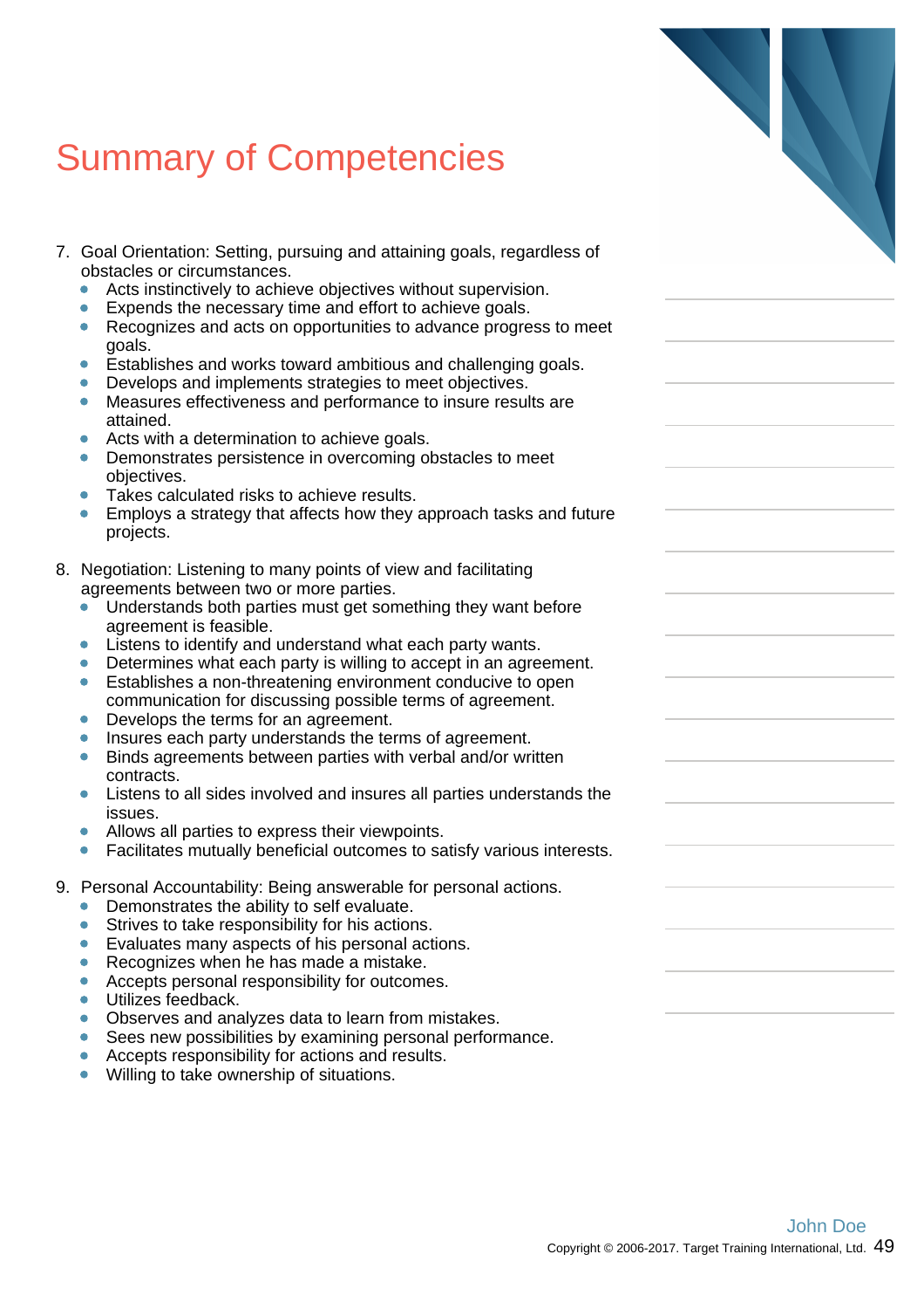# Summary of Competencies

7. Goal Orientation: Setting, pursuing and attaining goals, regardless of obstacles or circumstances.
   - Acts instinctively to achieve objectives without supervision.
   - Expends the necessary time and effort to achieve goals.
   - Recognizes and acts on opportunities to advance progress to meet goals.
   - Establishes and works toward ambitious and challenging goals.
   - Develops and implements strategies to meet objectives.
   - Measures effectiveness and performance to insure results are attained.
   - Acts with a determination to achieve goals.
   - Demonstrates persistence in overcoming obstacles to meet objectives.
   - Takes calculated risks to achieve results.
   - Employs a strategy that affects how they approach tasks and future projects.

8. Negotiation: Listening to many points of view and facilitating agreements between two or more parties.
   - Understands both parties must get something they want before agreement is feasible.
   - Listens to identify and understand what each party wants.
   - Determines what each party is willing to accept in an agreement.
   - Establishes a non-threatening environment conducive to open communication for discussing possible terms of agreement.
   - Develops the terms for an agreement.
   - Insures each party understands the terms of agreement.
   - Binds agreements between parties with verbal and/or written contracts.
   - Listens to all sides involved and insures all parties understands the issues.
   - Allows all parties to express their viewpoints.
   - Facilitates mutually beneficial outcomes to satisfy various interests.

9. Personal Accountability: Being answerable for personal actions.
   - Demonstrates the ability to self evaluate.
   - Strives to take responsibility for his actions.
   - Evaluates many aspects of his personal actions.
   - Recognizes when he has made a mistake.
   - Accepts personal responsibility for outcomes.
   - Utilizes feedback.
   - Observes and analyzes data to learn from mistakes.
   - Sees new possibilities by examining personal performance.
   - Accepts responsibility for actions and results.
   - Willing to take ownership of situations.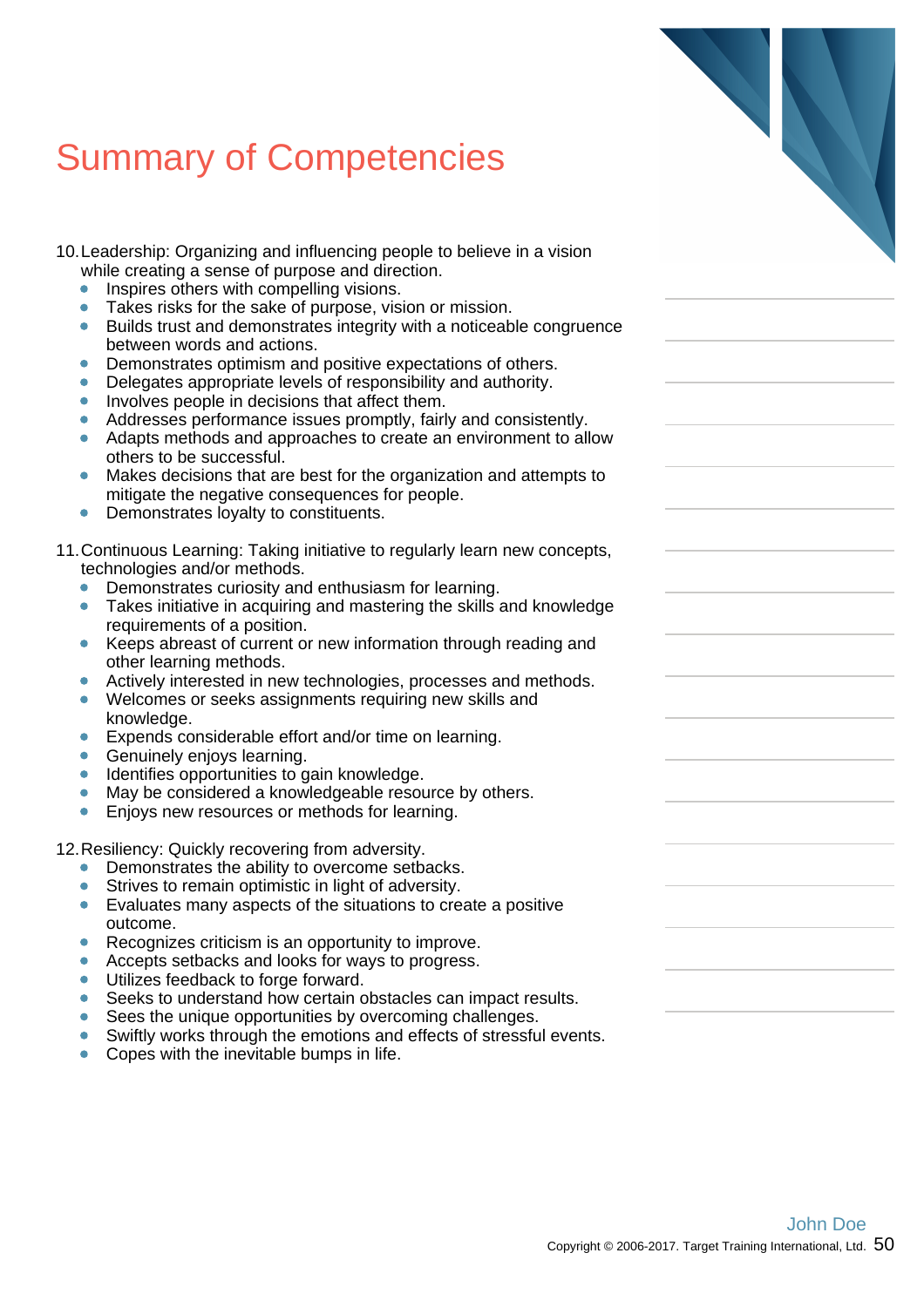# Summary of Competencies

10. Leadership: Organizing and influencing people to believe in a vision while creating a sense of purpose and direction.
    - Inspires others with compelling visions.
    - Takes risks for the sake of purpose, vision or mission.
    - Builds trust and demonstrates integrity with a noticeable congruence between words and actions.
    - Demonstrates optimism and positive expectations of others.
    - Delegates appropriate levels of responsibility and authority.
    - Involves people in decisions that affect them.
    - Addresses performance issues promptly, fairly and consistently.
    - Adapts methods and approaches to create an environment to allow others to be successful.
    - Makes decisions that are best for the organization and attempts to mitigate the negative consequences for people.
    - Demonstrates loyalty to constituents.

11. Continuous Learning: Taking initiative to regularly learn new concepts, technologies and/or methods.
    - Demonstrates curiosity and enthusiasm for learning.
    - Takes initiative in acquiring and mastering the skills and knowledge requirements of a position.
    - Keeps abreast of current or new information through reading and other learning methods.
    - Actively interested in new technologies, processes and methods.
    - Welcomes or seeks assignments requiring new skills and knowledge.
    - Expends considerable effort and/or time on learning.
    - Genuinely enjoys learning.
    - Identifies opportunities to gain knowledge.
    - May be considered a knowledgeable resource by others.
    - Enjoys new resources or methods for learning.

12. Resiliency: Quickly recovering from adversity.
    - Demonstrates the ability to overcome setbacks.
    - Strives to remain optimistic in light of adversity.
    - Evaluates many aspects of the situations to create a positive outcome.
    - Recognizes criticism is an opportunity to improve.
    - Accepts setbacks and looks for ways to progress.
    - Utilizes feedback to forge forward.
    - Seeks to understand how certain obstacles can impact results.
    - Sees the unique opportunities by overcoming challenges.
    - Swiftly works through the emotions and effects of stressful events.
    - Copes with the inevitable bumps in life.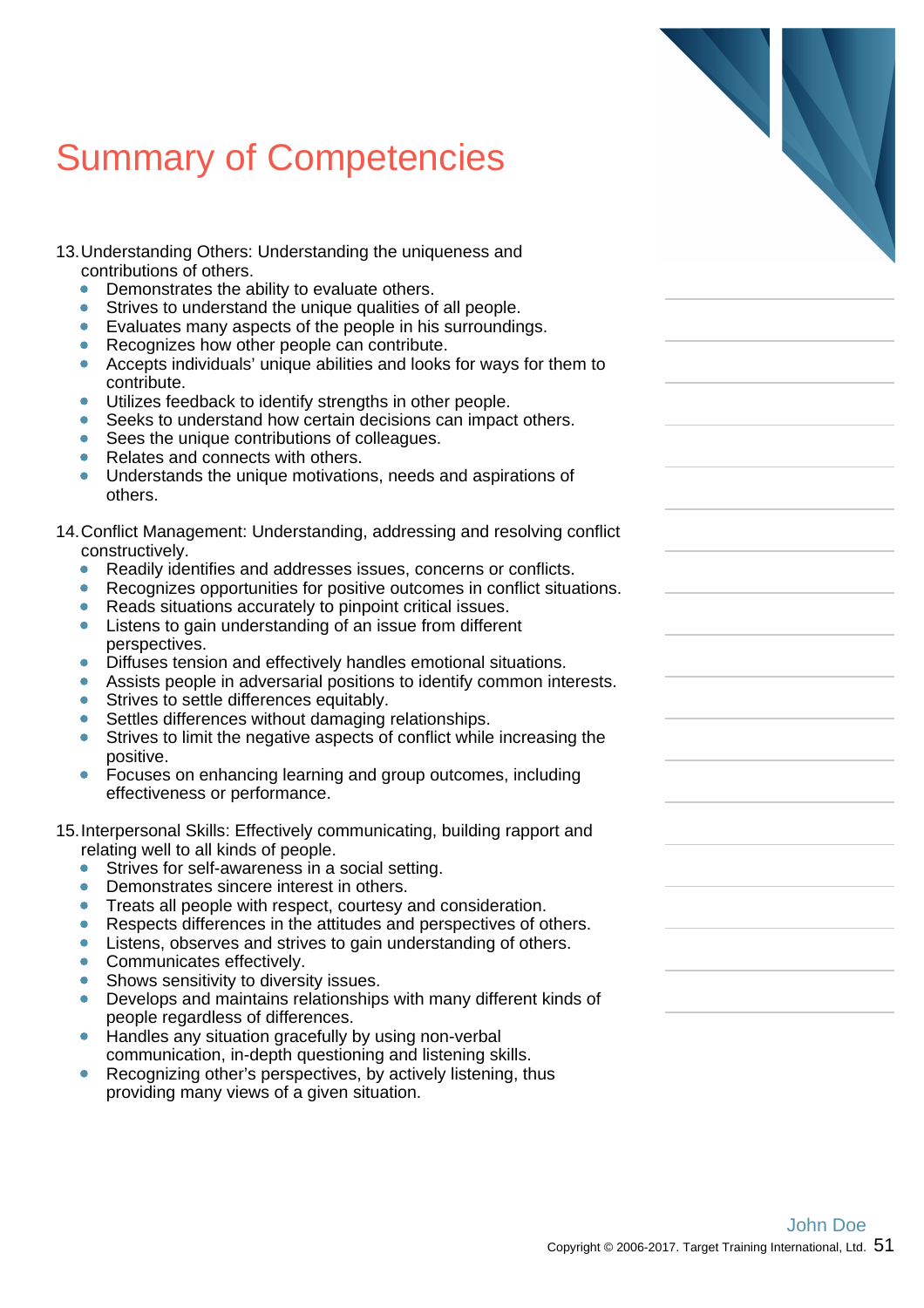# Summary of Competencies

13. Understanding Others: Understanding the uniqueness and contributions of others.
    - Demonstrates the ability to evaluate others.
    - Strives to understand the unique qualities of all people.
    - Evaluates many aspects of the people in his surroundings.
    - Recognizes how other people can contribute.
    - Accepts individuals' unique abilities and looks for ways for them to contribute.
    - Utilizes feedback to identify strengths in other people.
    - Seeks to understand how certain decisions can impact others.
    - Sees the unique contributions of colleagues.
    - Relates and connects with others.
    - Understands the unique motivations, needs and aspirations of others.

14. Conflict Management: Understanding, addressing and resolving conflict constructively.
    - Readily identifies and addresses issues, concerns or conflicts.
    - Recognizes opportunities for positive outcomes in conflict situations.
    - Reads situations accurately to pinpoint critical issues.
    - Listens to gain understanding of an issue from different perspectives.
    - Diffuses tension and effectively handles emotional situations.
    - Assists people in adversarial positions to identify common interests.
    - Strives to settle differences equitably.
    - Settles differences without damaging relationships.
    - Strives to limit the negative aspects of conflict while increasing the positive.
    - Focuses on enhancing learning and group outcomes, including effectiveness or performance.

15. Interpersonal Skills: Effectively communicating, building rapport and relating well to all kinds of people.
    - Strives for self-awareness in a social setting.
    - Demonstrates sincere interest in others.
    - Treats all people with respect, courtesy and consideration.
    - Respects differences in the attitudes and perspectives of others.
    - Listens, observes and strives to gain understanding of others.
    - Communicates effectively.
    - Shows sensitivity to diversity issues.
    - Develops and maintains relationships with many different kinds of people regardless of differences.
    - Handles any situation gracefully by using non-verbal communication, in-depth questioning and listening skills.
    - Recognizing other's perspectives, by actively listening, thus providing many views of a given situation.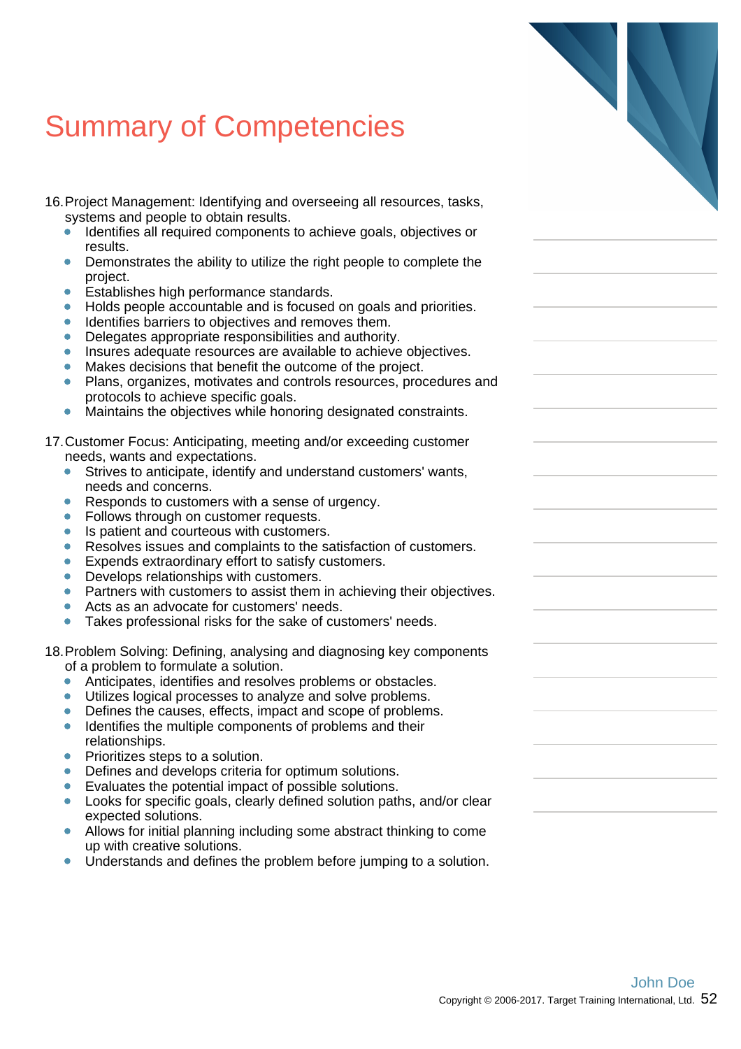# Summary of Competencies

16. Project Management: Identifying and overseeing all resources, tasks, systems and people to obtain results.
    - Identifies all required components to achieve goals, objectives or results.
    - Demonstrates the ability to utilize the right people to complete the project.
    - Establishes high performance standards.
    - Holds people accountable and is focused on goals and priorities.
    - Identifies barriers to objectives and removes them.
    - Delegates appropriate responsibilities and authority.
    - Insures adequate resources are available to achieve objectives.
    - Makes decisions that benefit the outcome of the project.
    - Plans, organizes, motivates and controls resources, procedures and protocols to achieve specific goals.
    - Maintains the objectives while honoring designated constraints.

17. Customer Focus: Anticipating, meeting and/or exceeding customer needs, wants and expectations.
    - Strives to anticipate, identify and understand customers' wants, needs and concerns.
    - Responds to customers with a sense of urgency.
    - Follows through on customer requests.
    - Is patient and courteous with customers.
    - Resolves issues and complaints to the satisfaction of customers.
    - Expends extraordinary effort to satisfy customers.
    - Develops relationships with customers.
    - Partners with customers to assist them in achieving their objectives.
    - Acts as an advocate for customers' needs.
    - Takes professional risks for the sake of customers' needs.

18. Problem Solving: Defining, analysing and diagnosing key components of a problem to formulate a solution.
    - Anticipates, identifies and resolves problems or obstacles.
    - Utilizes logical processes to analyze and solve problems.
    - Defines the causes, effects, impact and scope of problems.
    - Identifies the multiple components of problems and their relationships.
    - Prioritizes steps to a solution.
    - Defines and develops criteria for optimum solutions.
    - Evaluates the potential impact of possible solutions.
    - Looks for specific goals, clearly defined solution paths, and/or clear expected solutions.
    - Allows for initial planning including some abstract thinking to come up with creative solutions.
    - Understands and defines the problem before jumping to a solution.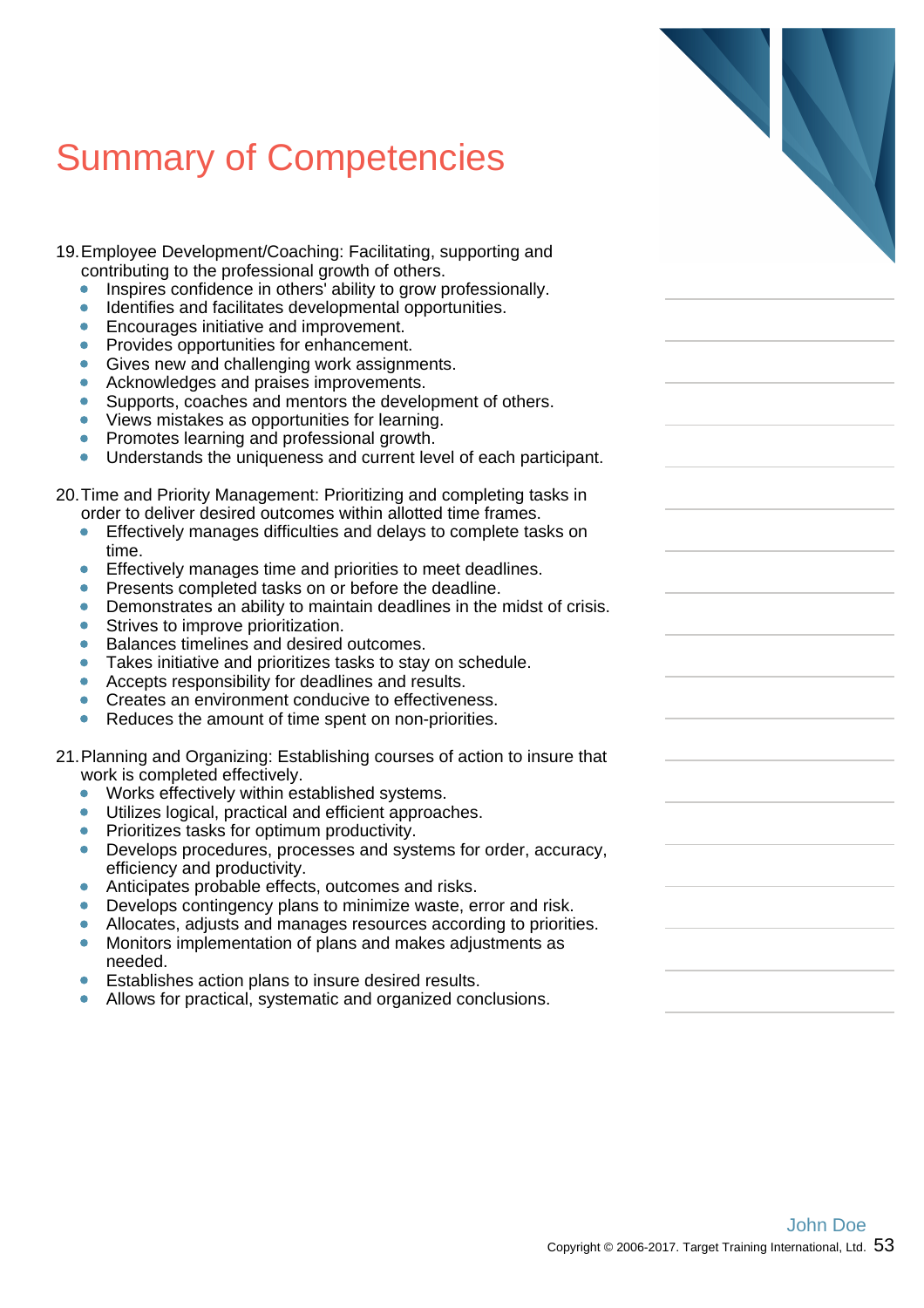# Summary of Competencies

19. Employee Development/Coaching: Facilitating, supporting and contributing to the professional growth of others.
    - Inspires confidence in others' ability to grow professionally.
    - Identifies and facilitates developmental opportunities.
    - Encourages initiative and improvement.
    - Provides opportunities for enhancement.
    - Gives new and challenging work assignments.
    - Acknowledges and praises improvements.
    - Supports, coaches and mentors the development of others.
    - Views mistakes as opportunities for learning.
    - Promotes learning and professional growth.
    - Understands the uniqueness and current level of each participant.

20. Time and Priority Management: Prioritizing and completing tasks in order to deliver desired outcomes within allotted time frames.
    - Effectively manages difficulties and delays to complete tasks on time.
    - Effectively manages time and priorities to meet deadlines.
    - Presents completed tasks on or before the deadline.
    - Demonstrates an ability to maintain deadlines in the midst of crisis.
    - Strives to improve prioritization.
    - Balances timelines and desired outcomes.
    - Takes initiative and prioritizes tasks to stay on schedule.
    - Accepts responsibility for deadlines and results.
    - Creates an environment conducive to effectiveness.
    - Reduces the amount of time spent on non-priorities.

21. Planning and Organizing: Establishing courses of action to insure that work is completed effectively.
    - Works effectively within established systems.
    - Utilizes logical, practical and efficient approaches.
    - Prioritizes tasks for optimum productivity.
    - Develops procedures, processes and systems for order, accuracy, efficiency and productivity.
    - Anticipates probable effects, outcomes and risks.
    - Develops contingency plans to minimize waste, error and risk.
    - Allocates, adjusts and manages resources according to priorities.
    - Monitors implementation of plans and makes adjustments as needed.
    - Establishes action plans to insure desired results.
    - Allows for practical, systematic and organized conclusions.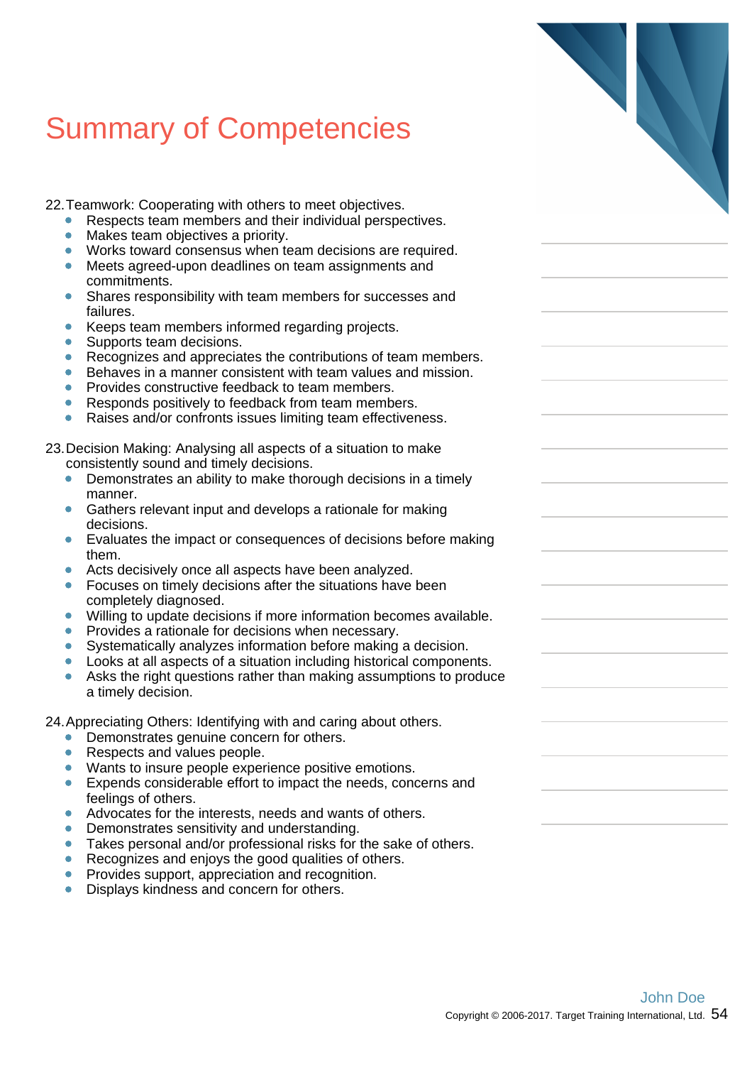# Summary of Competencies

22. Teamwork: Cooperating with others to meet objectives.
    - Respects team members and their individual perspectives.
    - Makes team objectives a priority.
    - Works toward consensus when team decisions are required.
    - Meets agreed-upon deadlines on team assignments and commitments.
    - Shares responsibility with team members for successes and failures.
    - Keeps team members informed regarding projects.
    - Supports team decisions.
    - Recognizes and appreciates the contributions of team members.
    - Behaves in a manner consistent with team values and mission.
    - Provides constructive feedback to team members.
    - Responds positively to feedback from team members.
    - Raises and/or confronts issues limiting team effectiveness.

23. Decision Making: Analysing all aspects of a situation to make consistently sound and timely decisions.
    - Demonstrates an ability to make thorough decisions in a timely manner.
    - Gathers relevant input and develops a rationale for making decisions.
    - Evaluates the impact or consequences of decisions before making them.
    - Acts decisively once all aspects have been analyzed.
    - Focuses on timely decisions after the situations have been completely diagnosed.
    - Willing to update decisions if more information becomes available.
    - Provides a rationale for decisions when necessary.
    - Systematically analyzes information before making a decision.
    - Looks at all aspects of a situation including historical components.
    - Asks the right questions rather than making assumptions to produce a timely decision.

24. Appreciating Others: Identifying with and caring about others.
    - Demonstrates genuine concern for others.
    - Respects and values people.
    - Wants to insure people experience positive emotions.
    - Expends considerable effort to impact the needs, concerns and feelings of others.
    - Advocates for the interests, needs and wants of others.
    - Demonstrates sensitivity and understanding.
    - Takes personal and/or professional risks for the sake of others.
    - Recognizes and enjoys the good qualities of others.
    - Provides support, appreciation and recognition.
    - Displays kindness and concern for others.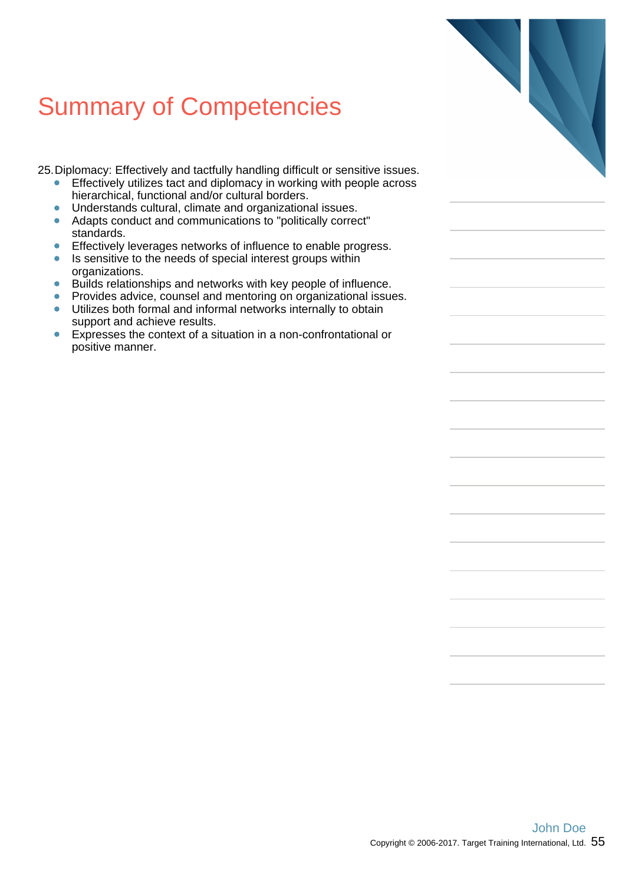# Summary of Competencies

25. Diplomacy: Effectively and tactfully handling difficult or sensitive issues.
    - Effectively utilizes tact and diplomacy in working with people across hierarchical, functional and/or cultural borders.
    - Understands cultural, climate and organizational issues.
    - Adapts conduct and communications to "politically correct" standards.
    - Effectively leverages networks of influence to enable progress.
    - Is sensitive to the needs of special interest groups within organizations.
    - Builds relationships and networks with key people of influence.
    - Provides advice, counsel and mentoring on organizational issues.
    - Utilizes both formal and informal networks internally to obtain support and achieve results.
    - Expresses the context of a situation in a non-confrontational or positive manner.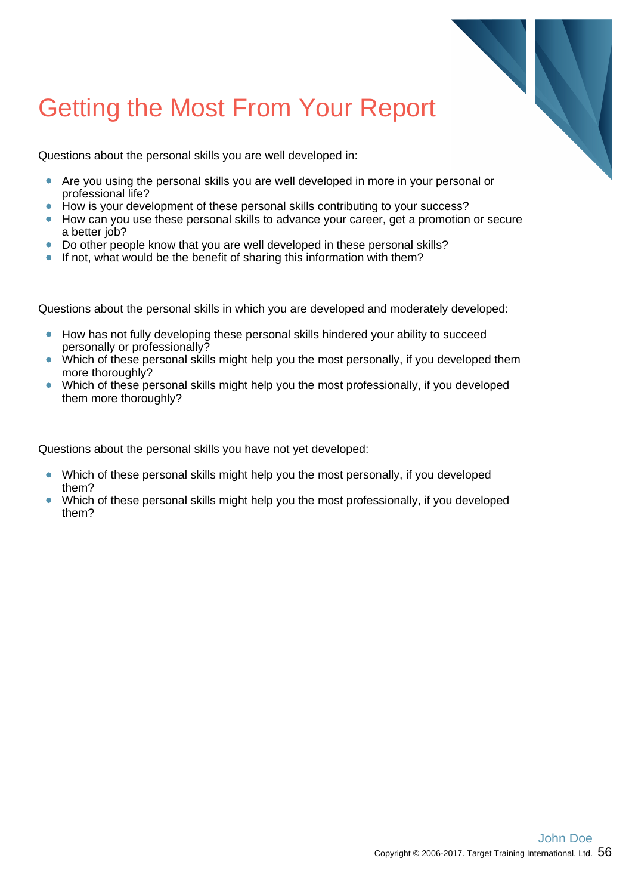# Getting the Most From Your Report

Questions about the personal skills you are well developed in:

- Are you using the personal skills you are well developed in more in your personal or professional life?
- How is your development of these personal skills contributing to your success?
- How can you use these personal skills to advance your career, get a promotion or secure a better job?
- Do other people know that you are well developed in these personal skills?
- If not, what would be the benefit of sharing this information with them?

Questions about the personal skills in which you are developed and moderately developed:

- How has not fully developing these personal skills hindered your ability to succeed personally or professionally?
- Which of these personal skills might help you the most personally, if you developed them more thoroughly?
- Which of these personal skills might help you the most professionally, if you developed them more thoroughly?

Questions about the personal skills you have not yet developed:

- Which of these personal skills might help you the most personally, if you developed them?
- Which of these personal skills might help you the most professionally, if you developed them?